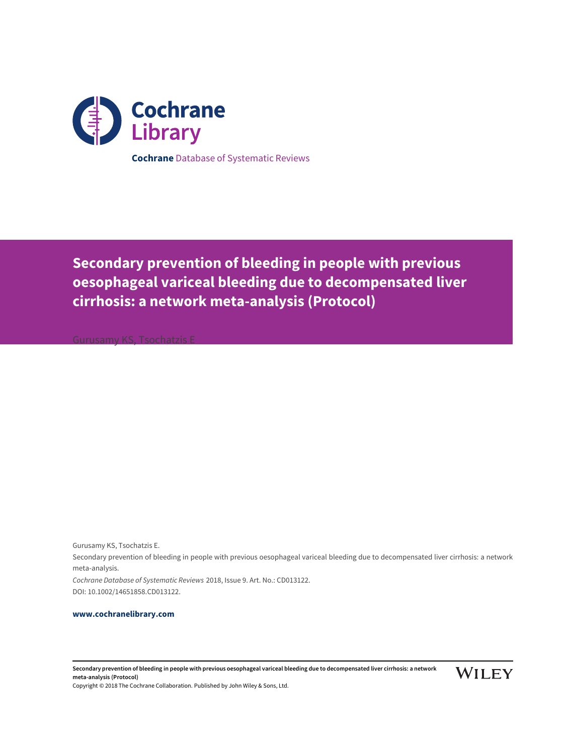Cochrane Library

**Cochrane** Database of Systematic Reviews

# Secondary prevention of bleeding in people with previous oesophageal variceal bleeding due to decompensated liver cirrhosis: a network meta-analysis (Protocol)

Gurusamy KS, Tsochatzis E

Gurusamy KS, Tsochatzis E.
Secondary prevention of bleeding in people with previous oesophageal variceal bleeding due to decompensated liver cirrhosis: a network meta-analysis.
*Cochrane Database of Systematic Reviews* 2018, Issue 9. Art. No.: CD013122.
DOI: 10.1002/14651858.CD013122.

**www.cochranelibrary.com**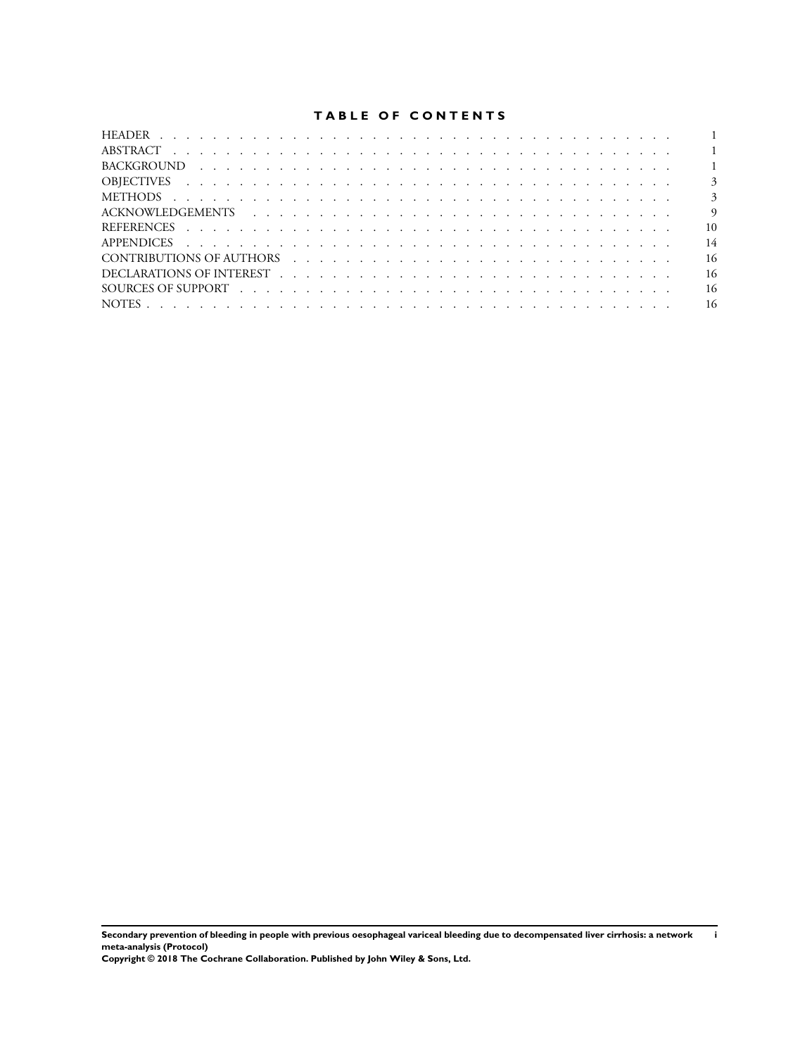# TABLE OF CONTENTS

| | |
|---|---|
| HEADER | 1 |
| ABSTRACT | 1 |
| BACKGROUND | 1 |
| OBJECTIVES | 3 |
| METHODS | 3 |
| ACKNOWLEDGEMENTS | 9 |
| REFERENCES | 10 |
| APPENDICES | 14 |
| CONTRIBUTIONS OF AUTHORS | 16 |
| DECLARATIONS OF INTEREST | 16 |
| SOURCES OF SUPPORT | 16 |
| NOTES | 16 |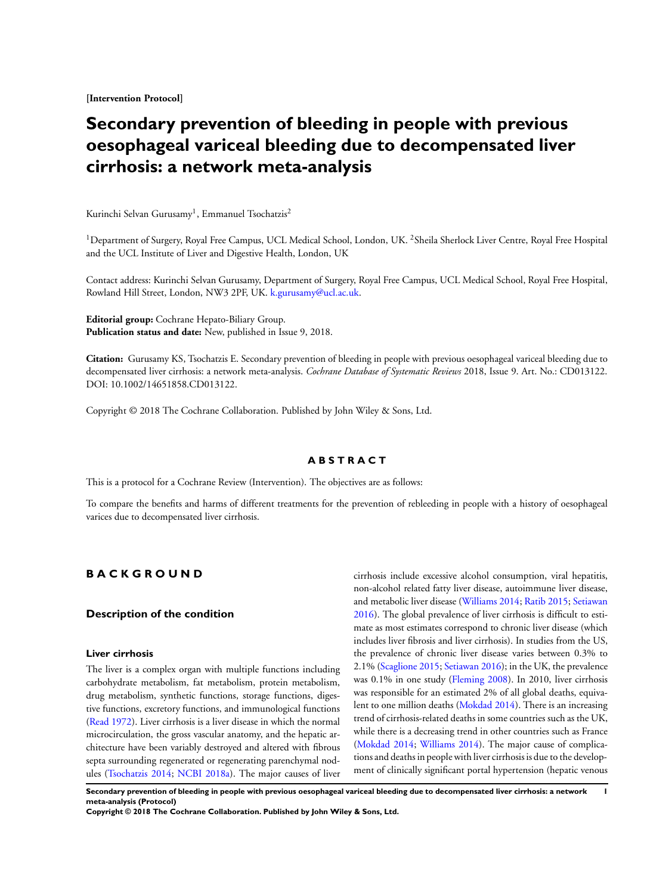**[Intervention Protocol]**

# Secondary prevention of bleeding in people with previous oesophageal variceal bleeding due to decompensated liver cirrhosis: a network meta-analysis

Kurinchi Selvan Gurusamy[1], Emmanuel Tsochatzis[2]

[1]Department of Surgery, Royal Free Campus, UCL Medical School, London, UK. [2]Sheila Sherlock Liver Centre, Royal Free Hospital and the UCL Institute of Liver and Digestive Health, London, UK

Contact address: Kurinchi Selvan Gurusamy, Department of Surgery, Royal Free Campus, UCL Medical School, Royal Free Hospital, Rowland Hill Street, London, NW3 2PF, UK. k.gurusamy@ucl.ac.uk.

**Editorial group:** Cochrane Hepato-Biliary Group.
**Publication status and date:** New, published in Issue 9, 2018.

**Citation:** Gurusamy KS, Tsochatzis E. Secondary prevention of bleeding in people with previous oesophageal variceal bleeding due to decompensated liver cirrhosis: a network meta-analysis. *Cochrane Database of Systematic Reviews* 2018, Issue 9. Art. No.: CD013122. DOI: 10.1002/14651858.CD013122.

Copyright © 2018 The Cochrane Collaboration. Published by John Wiley & Sons, Ltd.

## ABSTRACT

This is a protocol for a Cochrane Review (Intervention). The objectives are as follows:

To compare the benefits and harms of different treatments for the prevention of rebleeding in people with a history of oesophageal varices due to decompensated liver cirrhosis.

## BACKGROUND

### Description of the condition

#### Liver cirrhosis

The liver is a complex organ with multiple functions including carbohydrate metabolism, fat metabolism, protein metabolism, drug metabolism, synthetic functions, storage functions, digestive functions, excretory functions, and immunological functions (Read 1972). Liver cirrhosis is a liver disease in which the normal microcirculation, the gross vascular anatomy, and the hepatic architecture have been variably destroyed and altered with fibrous septa surrounding regenerated or regenerating parenchymal nodules (Tsochatzis 2014; NCBI 2018a). The major causes of liver cirrhosis include excessive alcohol consumption, viral hepatitis, non-alcohol related fatty liver disease, autoimmune liver disease, and metabolic liver disease (Williams 2014; Ratib 2015; Setiawan 2016). The global prevalence of liver cirrhosis is difficult to estimate as most estimates correspond to chronic liver disease (which includes liver fibrosis and liver cirrhosis). In studies from the US, the prevalence of chronic liver disease varies between 0.3% to 2.1% (Scaglione 2015; Setiawan 2016); in the UK, the prevalence was 0.1% in one study (Fleming 2008). In 2010, liver cirrhosis was responsible for an estimated 2% of all global deaths, equivalent to one million deaths (Mokdad 2014). There is an increasing trend of cirrhosis-related deaths in some countries such as the UK, while there is a decreasing trend in other countries such as France (Mokdad 2014; Williams 2014). The major cause of complications and deaths in people with liver cirrhosis is due to the development of clinically significant portal hypertension (hepatic venous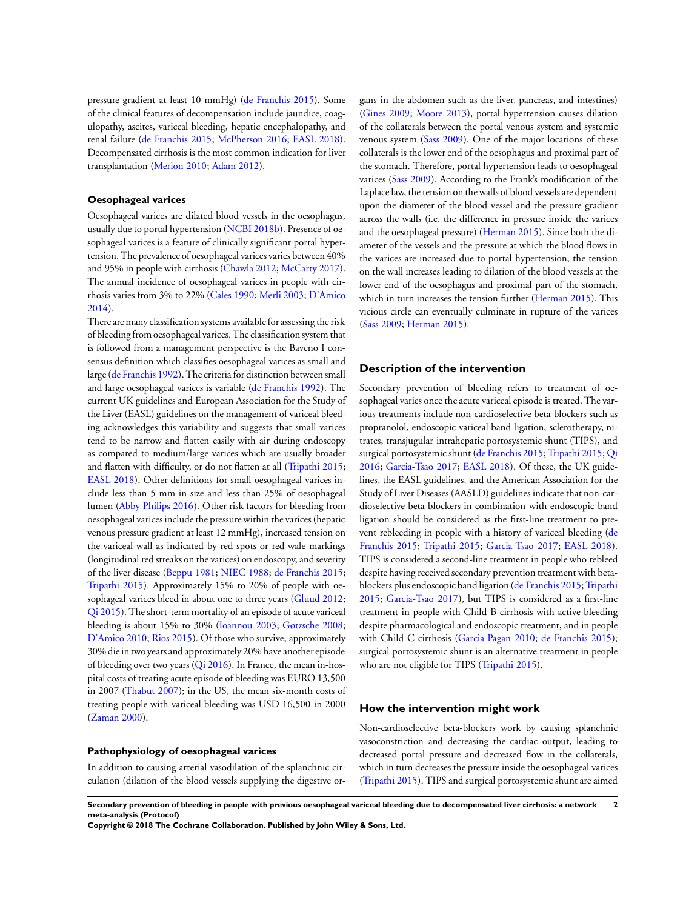pressure gradient at least 10 mmHg) (de Franchis 2015). Some of the clinical features of decompensation include jaundice, coagulopathy, ascites, variceal bleeding, hepatic encephalopathy, and renal failure (de Franchis 2015; McPherson 2016; EASL 2018). Decompensated cirrhosis is the most common indication for liver transplantation (Merion 2010; Adam 2012).

### Oesophageal varices

Oesophageal varices are dilated blood vessels in the oesophagus, usually due to portal hypertension (NCBI 2018b). Presence of oesophageal varices is a feature of clinically significant portal hypertension. The prevalence of oesophageal varices varies between 40% and 95% in people with cirrhosis (Chawla 2012; McCarty 2017). The annual incidence of oesophageal varices in people with cirrhosis varies from 3% to 22% (Cales 1990; Merli 2003; D'Amico 2014).

There are many classification systems available for assessing the risk of bleeding from oesophageal varices. The classification system that is followed from a management perspective is the Baveno I consensus definition which classifies oesophageal varices as small and large (de Franchis 1992). The criteria for distinction between small and large oesophageal varices is variable (de Franchis 1992). The current UK guidelines and European Association for the Study of the Liver (EASL) guidelines on the management of variceal bleeding acknowledges this variability and suggests that small varices tend to be narrow and flatten easily with air during endoscopy as compared to medium/large varices which are usually broader and flatten with difficulty, or do not flatten at all (Tripathi 2015; EASL 2018). Other definitions for small oesophageal varices include less than 5 mm in size and less than 25% of oesophageal lumen (Abby Philips 2016). Other risk factors for bleeding from oesophageal varices include the pressure within the varices (hepatic venous pressure gradient at least 12 mmHg), increased tension on the variceal wall as indicated by red spots or red wale markings (longitudinal red streaks on the varices) on endoscopy, and severity of the liver disease (Beppu 1981; NIEC 1988; de Franchis 2015; Tripathi 2015). Approximately 15% to 20% of people with oesophageal varices bleed in about one to three years (Gluud 2012; Qi 2015). The short-term mortality of an episode of acute variceal bleeding is about 15% to 30% (Ioannou 2003; Gøtzsche 2008; D'Amico 2010; Rios 2015). Of those who survive, approximately 30% die in two years and approximately 20% have another episode of bleeding over two years (Qi 2016). In France, the mean in-hospital costs of treating acute episode of bleeding was EURO 13,500 in 2007 (Thabut 2007); in the US, the mean six-month costs of treating people with variceal bleeding was USD 16,500 in 2000 (Zaman 2000).

### Pathophysiology of oesophageal varices

In addition to causing arterial vasodilation of the splanchnic circulation (dilation of the blood vessels supplying the digestive organs in the abdomen such as the liver, pancreas, and intestines) (Gines 2009; Moore 2013), portal hypertension causes dilation of the collaterals between the portal venous system and systemic venous system (Sass 2009). One of the major locations of these collaterals is the lower end of the oesophagus and proximal part of the stomach. Therefore, portal hypertension leads to oesophageal varices (Sass 2009). According to the Frank's modification of the Laplace law, the tension on the walls of the blood vessels are dependent upon the diameter of the blood vessel and the pressure gradient across the walls (i.e. the difference in pressure inside the varices and the oesophageal pressure) (Herman 2015). Since both the diameter of the vessels and the pressure at which the blood flows in the varices are increased due to portal hypertension, the tension on the wall increases leading to dilation of the blood vessels at the lower end of the oesophagus and proximal part of the stomach, which in turn increases the tension further (Herman 2015). This vicious circle can eventually culminate in rupture of the varices (Sass 2009; Herman 2015).

## Description of the intervention

Secondary prevention of bleeding refers to treatment of oesophageal varies once the acute variceal episode is treated. The various treatments include non-cardioselective beta-blockers such as propranolol, endoscopic variceal band ligation, sclerotherapy, nitrates, transjugular intrahepatic portosystemic shunt (TIPS), and surgical portosystemic shunt (de Franchis 2015; Tripathi 2015; Qi 2016; Garcia-Tsao 2017; EASL 2018). Of these, the UK guidelines, the EASL guidelines, and the American Association for the Study of Liver Diseases (AASLD) guidelines indicate that non-cardioselective beta-blockers in combination with endoscopic band ligation should be considered as the first-line treatment to prevent rebleeding in people with a history of variceal bleeding (de Franchis 2015; Tripathi 2015; Garcia-Tsao 2017; EASL 2018). TIPS is considered a second-line treatment in people who rebleed despite having received secondary prevention treatment with beta-blockers plus endoscopic band ligation (de Franchis 2015; Tripathi 2015; Garcia-Tsao 2017), but TIPS is considered as a first-line treatment in people with Child B cirrhosis with active bleeding despite pharmacological and endoscopic treatment, and in people with Child C cirrhosis (Garcia-Pagan 2010; de Franchis 2015); surgical portosystemic shunt is an alternative treatment in people who are not eligible for TIPS (Tripathi 2015).

## How the intervention might work

Non-cardioselective beta-blockers work by causing splanchnic vasoconstriction and decreasing the cardiac output, leading to decreased portal pressure and decreased flow in the collaterals, which in turn decreases the pressure inside the oesophageal varices (Tripathi 2015). TIPS and surgical portosystemic shunt are aimed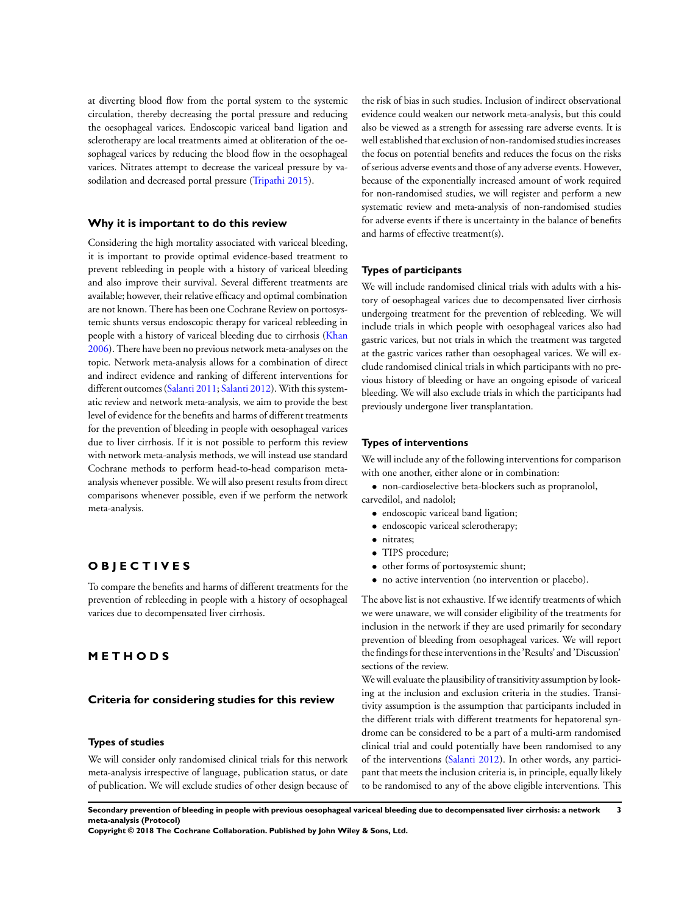at diverting blood flow from the portal system to the systemic circulation, thereby decreasing the portal pressure and reducing the oesophageal varices. Endoscopic variceal band ligation and sclerotherapy are local treatments aimed at obliteration of the oesophageal varices by reducing the blood flow in the oesophageal varices. Nitrates attempt to decrease the variceal pressure by vasodilation and decreased portal pressure (Tripathi 2015).

### Why it is important to do this review

Considering the high mortality associated with variceal bleeding, it is important to provide optimal evidence-based treatment to prevent rebleeding in people with a history of variceal bleeding and also improve their survival. Several different treatments are available; however, their relative efficacy and optimal combination are not known. There has been one Cochrane Review on portosystemic shunts versus endoscopic therapy for variceal rebleeding in people with a history of variceal bleeding due to cirrhosis (Khan 2006). There have been no previous network meta-analyses on the topic. Network meta-analysis allows for a combination of direct and indirect evidence and ranking of different interventions for different outcomes (Salanti 2011; Salanti 2012). With this systematic review and network meta-analysis, we aim to provide the best level of evidence for the benefits and harms of different treatments for the prevention of bleeding in people with oesophageal varices due to liver cirrhosis. If it is not possible to perform this review with network meta-analysis methods, we will instead use standard Cochrane methods to perform head-to-head comparison meta-analysis whenever possible. We will also present results from direct comparisons whenever possible, even if we perform the network meta-analysis.

# OBJECTIVES

To compare the benefits and harms of different treatments for the prevention of rebleeding in people with a history of oesophageal varices due to decompensated liver cirrhosis.

# METHODS

## Criteria for considering studies for this review

### Types of studies

We will consider only randomised clinical trials for this network meta-analysis irrespective of language, publication status, or date of publication. We will exclude studies of other design because of the risk of bias in such studies. Inclusion of indirect observational evidence could weaken our network meta-analysis, but this could also be viewed as a strength for assessing rare adverse events. It is well established that exclusion of non-randomised studies increases the focus on potential benefits and reduces the focus on the risks of serious adverse events and those of any adverse events. However, because of the exponentially increased amount of work required for non-randomised studies, we will register and perform a new systematic review and meta-analysis of non-randomised studies for adverse events if there is uncertainty in the balance of benefits and harms of effective treatment(s).

### Types of participants

We will include randomised clinical trials with adults with a history of oesophageal varices due to decompensated liver cirrhosis undergoing treatment for the prevention of rebleeding. We will include trials in which people with oesophageal varices also had gastric varices, but not trials in which the treatment was targeted at the gastric varices rather than oesophageal varices. We will exclude randomised clinical trials in which participants with no previous history of bleeding or have an ongoing episode of variceal bleeding. We will also exclude trials in which the participants had previously undergone liver transplantation.

### Types of interventions

We will include any of the following interventions for comparison with one another, either alone or in combination:

- non-cardioselective beta-blockers such as propranolol, carvedilol, and nadolol;
- endoscopic variceal band ligation;
- endoscopic variceal sclerotherapy;
- nitrates;
- TIPS procedure;
- other forms of portosystemic shunt;
- no active intervention (no intervention or placebo).

The above list is not exhaustive. If we identify treatments of which we were unaware, we will consider eligibility of the treatments for inclusion in the network if they are used primarily for secondary prevention of bleeding from oesophageal varices. We will report the findings for these interventions in the 'Results' and 'Discussion' sections of the review.

We will evaluate the plausibility of transitivity assumption by looking at the inclusion and exclusion criteria in the studies. Transitivity assumption is the assumption that participants included in the different trials with different treatments for hepatorenal syndrome can be considered to be a part of a multi-arm randomised clinical trial and could potentially have been randomised to any of the interventions (Salanti 2012). In other words, any participant that meets the inclusion criteria is, in principle, equally likely to be randomised to any of the above eligible interventions. This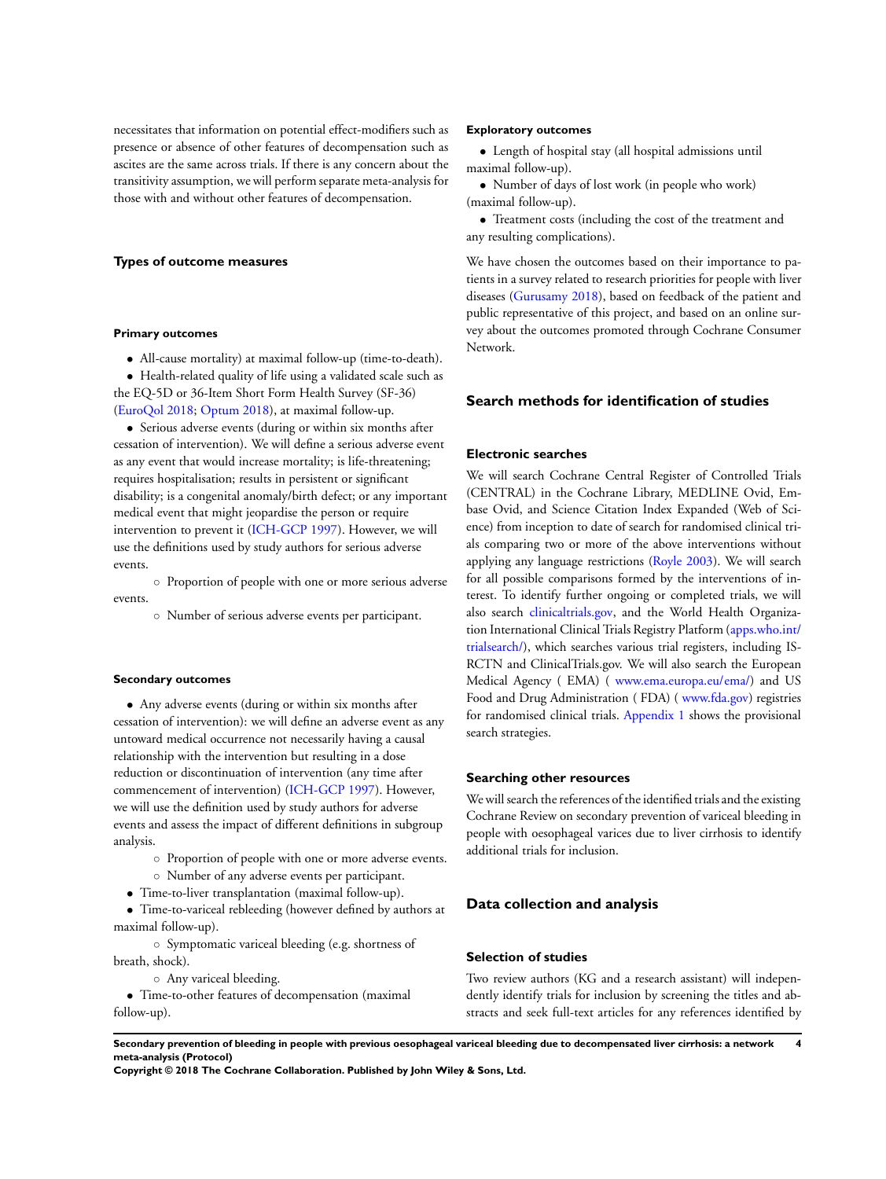necessitates that information on potential effect-modifiers such as presence or absence of other features of decompensation such as ascites are the same across trials. If there is any concern about the transitivity assumption, we will perform separate meta-analysis for those with and without other features of decompensation.

## Types of outcome measures

### Primary outcomes

- All-cause mortality) at maximal follow-up (time-to-death).
- Health-related quality of life using a validated scale such as the EQ-5D or 36-Item Short Form Health Survey (SF-36) (EuroQol 2018; Optum 2018), at maximal follow-up.
- Serious adverse events (during or within six months after cessation of intervention). We will define a serious adverse event as any event that would increase mortality; is life-threatening; requires hospitalisation; results in persistent or significant disability; is a congenital anomaly/birth defect; or any important medical event that might jeopardise the person or require intervention to prevent it (ICH-GCP 1997). However, we will use the definitions used by study authors for serious adverse events.
    - Proportion of people with one or more serious adverse events.
    - Number of serious adverse events per participant.

### Secondary outcomes

- Any adverse events (during or within six months after cessation of intervention): we will define an adverse event as any untoward medical occurrence not necessarily having a causal relationship with the intervention but resulting in a dose reduction or discontinuation of intervention (any time after commencement of intervention) (ICH-GCP 1997). However, we will use the definition used by study authors for adverse events and assess the impact of different definitions in subgroup analysis.
    - Proportion of people with one or more adverse events.
    - Number of any adverse events per participant.
- Time-to-liver transplantation (maximal follow-up).
- Time-to-variceal rebleeding (however defined by authors at maximal follow-up).
    - Symptomatic variceal bleeding (e.g. shortness of breath, shock).
    - Any variceal bleeding.
- Time-to-other features of decompensation (maximal follow-up).

### Exploratory outcomes

- Length of hospital stay (all hospital admissions until maximal follow-up).
- Number of days of lost work (in people who work) (maximal follow-up).
- Treatment costs (including the cost of the treatment and any resulting complications).

We have chosen the outcomes based on their importance to patients in a survey related to research priorities for people with liver diseases (Gurusamy 2018), based on feedback of the patient and public representative of this project, and based on an online survey about the outcomes promoted through Cochrane Consumer Network.

## Search methods for identification of studies

### Electronic searches

We will search Cochrane Central Register of Controlled Trials (CENTRAL) in the Cochrane Library, MEDLINE Ovid, Embase Ovid, and Science Citation Index Expanded (Web of Science) from inception to date of search for randomised clinical trials comparing two or more of the above interventions without applying any language restrictions (Royle 2003). We will search for all possible comparisons formed by the interventions of interest. To identify further ongoing or completed trials, we will also search clinicaltrials.gov, and the World Health Organization International Clinical Trials Registry Platform (apps.who.int/trialsearch/), which searches various trial registers, including ISRCTN and ClinicalTrials.gov. We will also search the European Medical Agency ( EMA) ( www.ema.europa.eu/ema/) and US Food and Drug Administration ( FDA) ( www.fda.gov) registries for randomised clinical trials. Appendix 1 shows the provisional search strategies.

### Searching other resources

We will search the references of the identified trials and the existing Cochrane Review on secondary prevention of variceal bleeding in people with oesophageal varices due to liver cirrhosis to identify additional trials for inclusion.

## Data collection and analysis

### Selection of studies

Two review authors (KG and a research assistant) will independently identify trials for inclusion by screening the titles and abstracts and seek full-text articles for any references identified by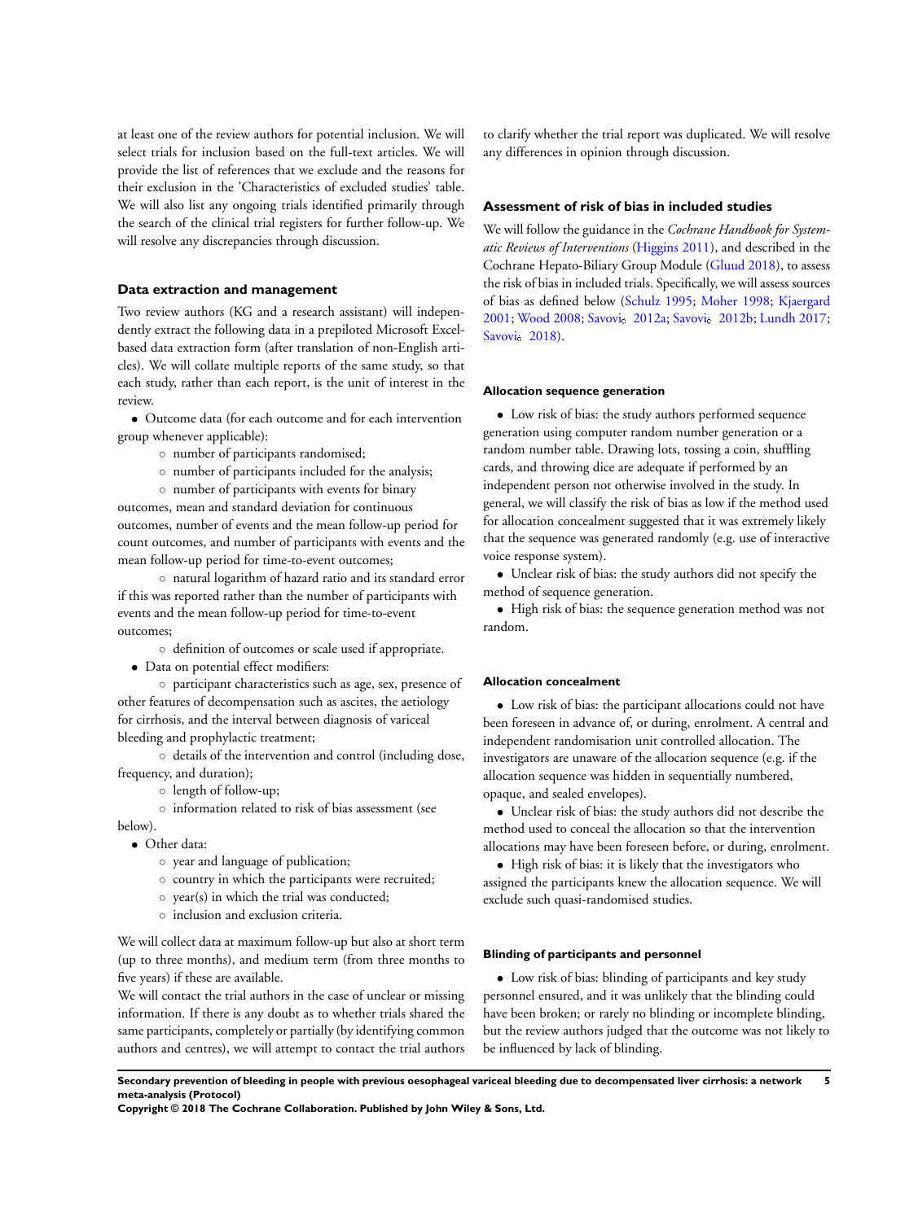at least one of the review authors for potential inclusion. We will select trials for inclusion based on the full-text articles. We will provide the list of references that we exclude and the reasons for their exclusion in the 'Characteristics of excluded studies' table. We will also list any ongoing trials identified primarily through the search of the clinical trial registers for further follow-up. We will resolve any discrepancies through discussion.

### Data extraction and management

Two review authors (KG and a research assistant) will independently extract the following data in a prepiloted Microsoft Excel-based data extraction form (after translation of non-English articles). We will collate multiple reports of the same study, so that each study, rather than each report, is the unit of interest in the review.

- Outcome data (for each outcome and for each intervention group whenever applicable):
  - number of participants randomised;
  - number of participants included for the analysis;
  - number of participants with events for binary outcomes, mean and standard deviation for continuous outcomes, number of events and the mean follow-up period for count outcomes, and number of participants with events and the mean follow-up period for time-to-event outcomes;
  - natural logarithm of hazard ratio and its standard error if this was reported rather than the number of participants with events and the mean follow-up period for time-to-event outcomes;
  - definition of outcomes or scale used if appropriate.
- Data on potential effect modifiers:
  - participant characteristics such as age, sex, presence of other features of decompensation such as ascites, the aetiology for cirrhosis, and the interval between diagnosis of variceal bleeding and prophylactic treatment;
  - details of the intervention and control (including dose, frequency, and duration);
  - length of follow-up;
  - information related to risk of bias assessment (see below).
- Other data:
  - year and language of publication;
  - country in which the participants were recruited;
  - year(s) in which the trial was conducted;
  - inclusion and exclusion criteria.

We will collect data at maximum follow-up but also at short term (up to three months), and medium term (from three months to five years) if these are available.

We will contact the trial authors in the case of unclear or missing information. If there is any doubt as to whether trials shared the same participants, completely or partially (by identifying common authors and centres), we will attempt to contact the trial authors to clarify whether the trial report was duplicated. We will resolve any differences in opinion through discussion.

### Assessment of risk of bias in included studies

We will follow the guidance in the *Cochrane Handbook for Systematic Reviews of Interventions* (Higgins 2011), and described in the Cochrane Hepato-Biliary Group Module (Gluud 2018), to assess the risk of bias in included trials. Specifically, we will assess sources of bias as defined below (Schulz 1995; Moher 1998; Kjaergard 2001; Wood 2008; Savović 2012a; Savović 2012b; Lundh 2017; Savović 2018).

#### Allocation sequence generation

- Low risk of bias: the study authors performed sequence generation using computer random number generation or a random number table. Drawing lots, tossing a coin, shuffling cards, and throwing dice are adequate if performed by an independent person not otherwise involved in the study. In general, we will classify the risk of bias as low if the method used for allocation concealment suggested that it was extremely likely that the sequence was generated randomly (e.g. use of interactive voice response system).
- Unclear risk of bias: the study authors did not specify the method of sequence generation.
- High risk of bias: the sequence generation method was not random.

#### Allocation concealment

- Low risk of bias: the participant allocations could not have been foreseen in advance of, or during, enrolment. A central and independent randomisation unit controlled allocation. The investigators are unaware of the allocation sequence (e.g. if the allocation sequence was hidden in sequentially numbered, opaque, and sealed envelopes).
- Unclear risk of bias: the study authors did not describe the method used to conceal the allocation so that the intervention allocations may have been foreseen before, or during, enrolment.
- High risk of bias: it is likely that the investigators who assigned the participants knew the allocation sequence. We will exclude such quasi-randomised studies.

#### Blinding of participants and personnel

- Low risk of bias: blinding of participants and key study personnel ensured, and it was unlikely that the blinding could have been broken; or rarely no blinding or incomplete blinding, but the review authors judged that the outcome was not likely to be influenced by lack of blinding.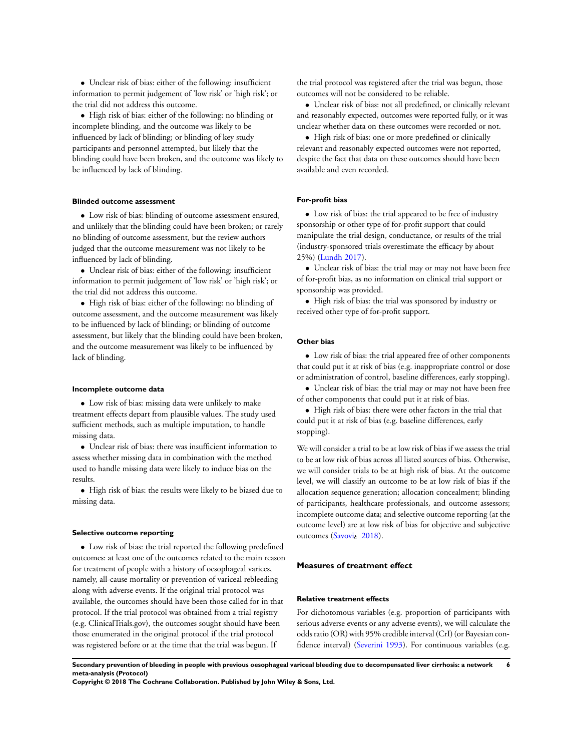- Unclear risk of bias: either of the following: insufficient information to permit judgement of 'low risk' or 'high risk'; or the trial did not address this outcome.
- High risk of bias: either of the following: no blinding or incomplete blinding, and the outcome was likely to be influenced by lack of blinding; or blinding of key study participants and personnel attempted, but likely that the blinding could have been broken, and the outcome was likely to be influenced by lack of blinding.

#### Blinded outcome assessment

- Low risk of bias: blinding of outcome assessment ensured, and unlikely that the blinding could have been broken; or rarely no blinding of outcome assessment, but the review authors judged that the outcome measurement was not likely to be influenced by lack of blinding.
- Unclear risk of bias: either of the following: insufficient information to permit judgement of 'low risk' or 'high risk'; or the trial did not address this outcome.
- High risk of bias: either of the following: no blinding of outcome assessment, and the outcome measurement was likely to be influenced by lack of blinding; or blinding of outcome assessment, but likely that the blinding could have been broken, and the outcome measurement was likely to be influenced by lack of blinding.

#### Incomplete outcome data

- Low risk of bias: missing data were unlikely to make treatment effects depart from plausible values. The study used sufficient methods, such as multiple imputation, to handle missing data.
- Unclear risk of bias: there was insufficient information to assess whether missing data in combination with the method used to handle missing data were likely to induce bias on the results.
- High risk of bias: the results were likely to be biased due to missing data.

#### Selective outcome reporting

- Low risk of bias: the trial reported the following predefined outcomes: at least one of the outcomes related to the main reason for treatment of people with a history of oesophageal varices, namely, all-cause mortality or prevention of variceal rebleeding along with adverse events. If the original trial protocol was available, the outcomes should have been those called for in that protocol. If the trial protocol was obtained from a trial registry (e.g. ClinicalTrials.gov), the outcomes sought should have been those enumerated in the original protocol if the trial protocol was registered before or at the time that the trial was begun. If the trial protocol was registered after the trial was begun, those outcomes will not be considered to be reliable.
- Unclear risk of bias: not all predefined, or clinically relevant and reasonably expected, outcomes were reported fully, or it was unclear whether data on these outcomes were recorded or not.
- High risk of bias: one or more predefined or clinically relevant and reasonably expected outcomes were not reported, despite the fact that data on these outcomes should have been available and even recorded.

#### For-profit bias

- Low risk of bias: the trial appeared to be free of industry sponsorship or other type of for-profit support that could manipulate the trial design, conductance, or results of the trial (industry-sponsored trials overestimate the efficacy by about 25%) (Lundh 2017).
- Unclear risk of bias: the trial may or may not have been free of for-profit bias, as no information on clinical trial support or sponsorship was provided.
- High risk of bias: the trial was sponsored by industry or received other type of for-profit support.

#### Other bias

- Low risk of bias: the trial appeared free of other components that could put it at risk of bias (e.g. inappropriate control or dose or administration of control, baseline differences, early stopping).
- Unclear risk of bias: the trial may or may not have been free of other components that could put it at risk of bias.
- High risk of bias: there were other factors in the trial that could put it at risk of bias (e.g. baseline differences, early stopping).

We will consider a trial to be at low risk of bias if we assess the trial to be at low risk of bias across all listed sources of bias. Otherwise, we will consider trials to be at high risk of bias. At the outcome level, we will classify an outcome to be at low risk of bias if the allocation sequence generation; allocation concealment; blinding of participants, healthcare professionals, and outcome assessors; incomplete outcome data; and selective outcome reporting (at the outcome level) are at low risk of bias for objective and subjective outcomes (Savovi¿ 2018).

### Measures of treatment effect

#### Relative treatment effects

For dichotomous variables (e.g. proportion of participants with serious adverse events or any adverse events), we will calculate the odds ratio (OR) with 95% credible interval (CrI) (or Bayesian confidence interval) (Severini 1993). For continuous variables (e.g.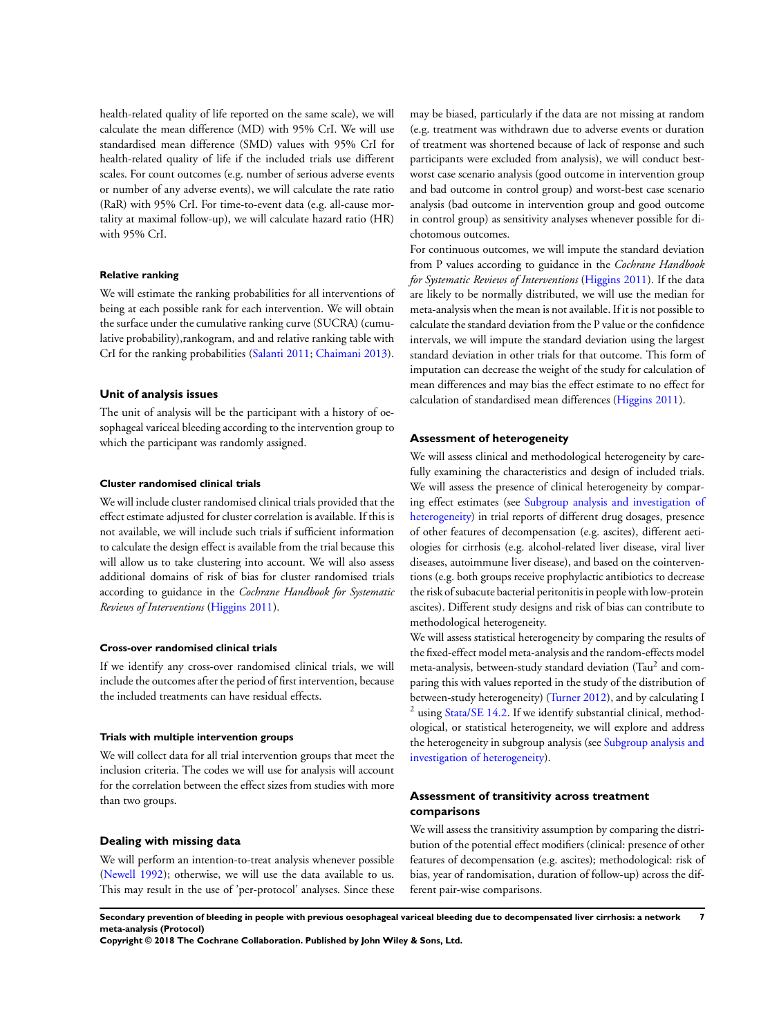health-related quality of life reported on the same scale), we will calculate the mean difference (MD) with 95% CrI. We will use standardised mean difference (SMD) values with 95% CrI for health-related quality of life if the included trials use different scales. For count outcomes (e.g. number of serious adverse events or number of any adverse events), we will calculate the rate ratio (RaR) with 95% CrI. For time-to-event data (e.g. all-cause mortality at maximal follow-up), we will calculate hazard ratio (HR) with 95% CrI.

#### Relative ranking

We will estimate the ranking probabilities for all interventions of being at each possible rank for each intervention. We will obtain the surface under the cumulative ranking curve (SUCRA) (cumulative probability),rankogram, and and relative ranking table with CrI for the ranking probabilities (Salanti 2011; Chaimani 2013).

### Unit of analysis issues

The unit of analysis will be the participant with a history of oesophageal variceal bleeding according to the intervention group to which the participant was randomly assigned.

#### Cluster randomised clinical trials

We will include cluster randomised clinical trials provided that the effect estimate adjusted for cluster correlation is available. If this is not available, we will include such trials if sufficient information to calculate the design effect is available from the trial because this will allow us to take clustering into account. We will also assess additional domains of risk of bias for cluster randomised trials according to guidance in the *Cochrane Handbook for Systematic Reviews of Interventions* (Higgins 2011).

#### Cross-over randomised clinical trials

If we identify any cross-over randomised clinical trials, we will include the outcomes after the period of first intervention, because the included treatments can have residual effects.

#### Trials with multiple intervention groups

We will collect data for all trial intervention groups that meet the inclusion criteria. The codes we will use for analysis will account for the correlation between the effect sizes from studies with more than two groups.

### Dealing with missing data

We will perform an intention-to-treat analysis whenever possible (Newell 1992); otherwise, we will use the data available to us. This may result in the use of 'per-protocol' analyses. Since these may be biased, particularly if the data are not missing at random (e.g. treatment was withdrawn due to adverse events or duration of treatment was shortened because of lack of response and such participants were excluded from analysis), we will conduct best-worst case scenario analysis (good outcome in intervention group and bad outcome in control group) and worst-best case scenario analysis (bad outcome in intervention group and good outcome in control group) as sensitivity analyses whenever possible for dichotomous outcomes.

For continuous outcomes, we will impute the standard deviation from P values according to guidance in the *Cochrane Handbook for Systematic Reviews of Interventions* (Higgins 2011). If the data are likely to be normally distributed, we will use the median for meta-analysis when the mean is not available. If it is not possible to calculate the standard deviation from the P value or the confidence intervals, we will impute the standard deviation using the largest standard deviation in other trials for that outcome. This form of imputation can decrease the weight of the study for calculation of mean differences and may bias the effect estimate to no effect for calculation of standardised mean differences (Higgins 2011).

### Assessment of heterogeneity

We will assess clinical and methodological heterogeneity by carefully examining the characteristics and design of included trials. We will assess the presence of clinical heterogeneity by comparing effect estimates (see Subgroup analysis and investigation of heterogeneity) in trial reports of different drug dosages, presence of other features of decompensation (e.g. ascites), different aetiologies for cirrhosis (e.g. alcohol-related liver disease, viral liver diseases, autoimmune liver disease), and based on the cointerventions (e.g. both groups receive prophylactic antibiotics to decrease the risk of subacute bacterial peritonitis in people with low-protein ascites). Different study designs and risk of bias can contribute to methodological heterogeneity.

We will assess statistical heterogeneity by comparing the results of the fixed-effect model meta-analysis and the random-effects model meta-analysis, between-study standard deviation ($Tau^2$ and comparing this with values reported in the study of the distribution of between-study heterogeneity) (Turner 2012), and by calculating $I^2$ using Stata/SE 14.2. If we identify substantial clinical, methodological, or statistical heterogeneity, we will explore and address the heterogeneity in subgroup analysis (see Subgroup analysis and investigation of heterogeneity).

### Assessment of transitivity across treatment comparisons

We will assess the transitivity assumption by comparing the distribution of the potential effect modifiers (clinical: presence of other features of decompensation (e.g. ascites); methodological: risk of bias, year of randomisation, duration of follow-up) across the different pair-wise comparisons.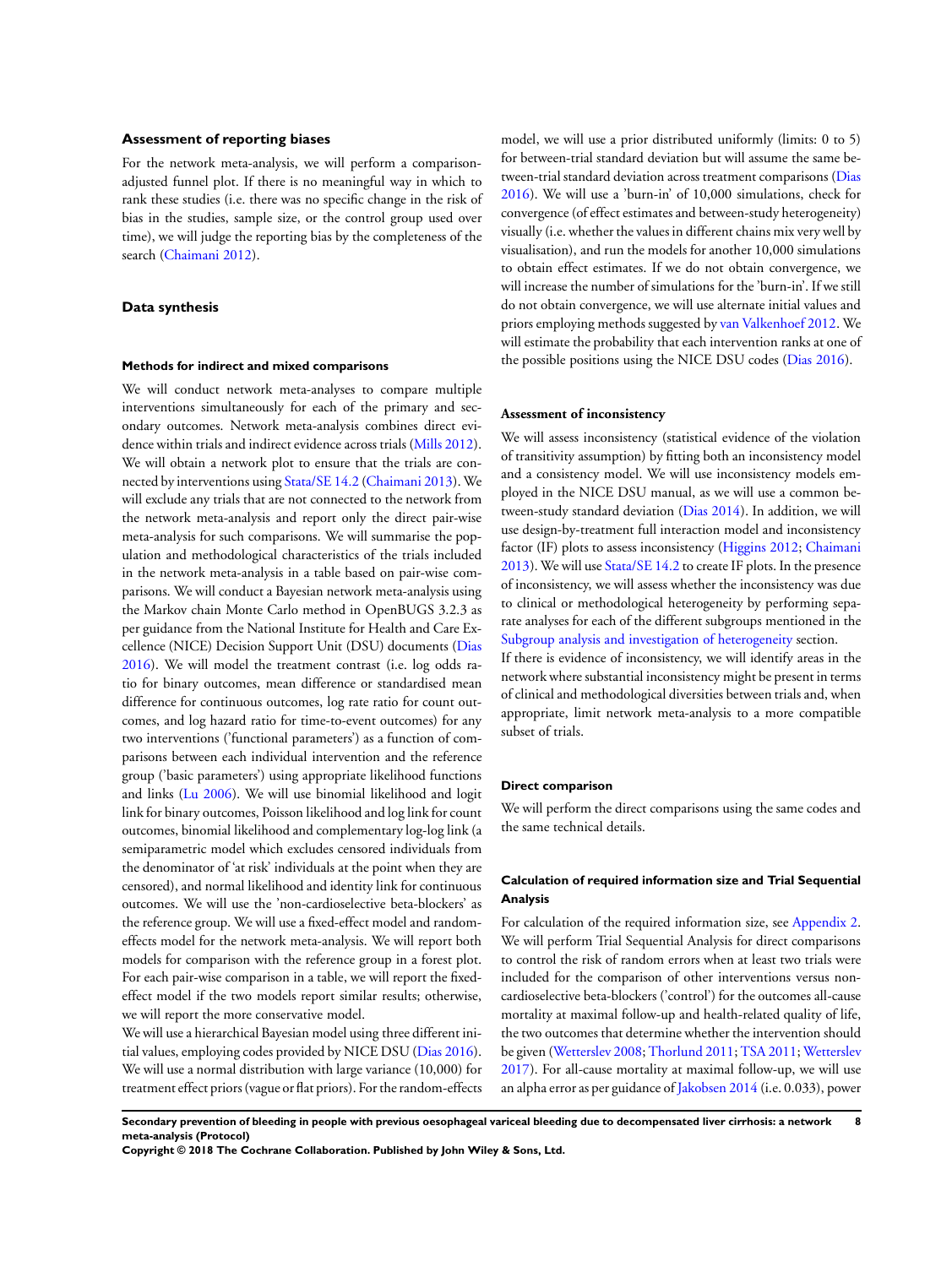### Assessment of reporting biases

For the network meta-analysis, we will perform a comparison-adjusted funnel plot. If there is no meaningful way in which to rank these studies (i.e. there was no specific change in the risk of bias in the studies, sample size, or the control group used over time), we will judge the reporting bias by the completeness of the search (Chaimani 2012).

### Data synthesis

#### Methods for indirect and mixed comparisons

We will conduct network meta-analyses to compare multiple interventions simultaneously for each of the primary and secondary outcomes. Network meta-analysis combines direct evidence within trials and indirect evidence across trials (Mills 2012). We will obtain a network plot to ensure that the trials are connected by interventions using Stata/SE 14.2 (Chaimani 2013). We will exclude any trials that are not connected to the network from the network meta-analysis and report only the direct pair-wise meta-analysis for such comparisons. We will summarise the population and methodological characteristics of the trials included in the network meta-analysis in a table based on pair-wise comparisons. We will conduct a Bayesian network meta-analysis using the Markov chain Monte Carlo method in OpenBUGS 3.2.3 as per guidance from the National Institute for Health and Care Excellence (NICE) Decision Support Unit (DSU) documents (Dias 2016). We will model the treatment contrast (i.e. log odds ratio for binary outcomes, mean difference or standardised mean difference for continuous outcomes, log rate ratio for count outcomes, and log hazard ratio for time-to-event outcomes) for any two interventions ('functional parameters') as a function of comparisons between each individual intervention and the reference group ('basic parameters') using appropriate likelihood functions and links (Lu 2006). We will use binomial likelihood and logit link for binary outcomes, Poisson likelihood and log link for count outcomes, binomial likelihood and complementary log-log link (a semiparametric model which excludes censored individuals from the denominator of 'at risk' individuals at the point when they are censored), and normal likelihood and identity link for continuous outcomes. We will use the 'non-cardioselective beta-blockers' as the reference group. We will use a fixed-effect model and random-effects model for the network meta-analysis. We will report both models for comparison with the reference group in a forest plot. For each pair-wise comparison in a table, we will report the fixed-effect model if the two models report similar results; otherwise, we will report the more conservative model.

We will use a hierarchical Bayesian model using three different initial values, employing codes provided by NICE DSU (Dias 2016). We will use a normal distribution with large variance (10,000) for treatment effect priors (vague or flat priors). For the random-effects model, we will use a prior distributed uniformly (limits: 0 to 5) for between-trial standard deviation but will assume the same between-trial standard deviation across treatment comparisons (Dias 2016). We will use a 'burn-in' of 10,000 simulations, check for convergence (of effect estimates and between-study heterogeneity) visually (i.e. whether the values in different chains mix very well by visualisation), and run the models for another 10,000 simulations to obtain effect estimates. If we do not obtain convergence, we will increase the number of simulations for the 'burn-in'. If we still do not obtain convergence, we will use alternate initial values and priors employing methods suggested by van Valkenhoef 2012. We will estimate the probability that each intervention ranks at one of the possible positions using the NICE DSU codes (Dias 2016).

#### Assessment of inconsistency

We will assess inconsistency (statistical evidence of the violation of transitivity assumption) by fitting both an inconsistency model and a consistency model. We will use inconsistency models employed in the NICE DSU manual, as we will use a common between-study standard deviation (Dias 2014). In addition, we will use design-by-treatment full interaction model and inconsistency factor (IF) plots to assess inconsistency (Higgins 2012; Chaimani 2013). We will use Stata/SE 14.2 to create IF plots. In the presence of inconsistency, we will assess whether the inconsistency was due to clinical or methodological heterogeneity by performing separate analyses for each of the different subgroups mentioned in the Subgroup analysis and investigation of heterogeneity section.

If there is evidence of inconsistency, we will identify areas in the network where substantial inconsistency might be present in terms of clinical and methodological diversities between trials and, when appropriate, limit network meta-analysis to a more compatible subset of trials.

#### Direct comparison

We will perform the direct comparisons using the same codes and the same technical details.

#### Calculation of required information size and Trial Sequential Analysis

For calculation of the required information size, see Appendix 2. We will perform Trial Sequential Analysis for direct comparisons to control the risk of random errors when at least two trials were included for the comparison of other interventions versus non-cardioselective beta-blockers ('control') for the outcomes all-cause mortality at maximal follow-up and health-related quality of life, the two outcomes that determine whether the intervention should be given (Wetterslev 2008; Thorlund 2011; TSA 2011; Wetterslev 2017). For all-cause mortality at maximal follow-up, we will use an alpha error as per guidance of Jakobsen 2014 (i.e. 0.033), power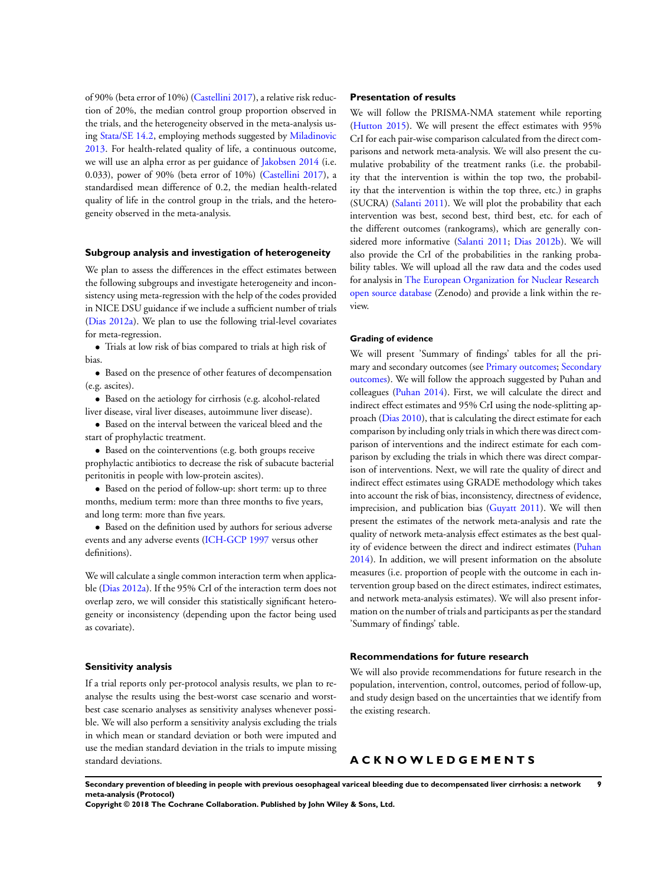of 90% (beta error of 10%) (Castellini 2017), a relative risk reduction of 20%, the median control group proportion observed in the trials, and the heterogeneity observed in the meta-analysis using Stata/SE 14.2, employing methods suggested by Miladinovic 2013. For health-related quality of life, a continuous outcome, we will use an alpha error as per guidance of Jakobsen 2014 (i.e. 0.033), power of 90% (beta error of 10%) (Castellini 2017), a standardised mean difference of 0.2, the median health-related quality of life in the control group in the trials, and the heterogeneity observed in the meta-analysis.

### Subgroup analysis and investigation of heterogeneity

We plan to assess the differences in the effect estimates between the following subgroups and investigate heterogeneity and inconsistency using meta-regression with the help of the codes provided in NICE DSU guidance if we include a sufficient number of trials (Dias 2012a). We plan to use the following trial-level covariates for meta-regression.

- Trials at low risk of bias compared to trials at high risk of bias.
- Based on the presence of other features of decompensation (e.g. ascites).
- Based on the aetiology for cirrhosis (e.g. alcohol-related liver disease, viral liver diseases, autoimmune liver disease).
- Based on the interval between the variceal bleed and the start of prophylactic treatment.
- Based on the cointerventions (e.g. both groups receive prophylactic antibiotics to decrease the risk of subacute bacterial peritonitis in people with low-protein ascites).
- Based on the period of follow-up: short term: up to three months, medium term: more than three months to five years, and long term: more than five years.
- Based on the definition used by authors for serious adverse events and any adverse events (ICH-GCP 1997 versus other definitions).

We will calculate a single common interaction term when applicable (Dias 2012a). If the 95% CrI of the interaction term does not overlap zero, we will consider this statistically significant heterogeneity or inconsistency (depending upon the factor being used as covariate).

### Sensitivity analysis

If a trial reports only per-protocol analysis results, we plan to re-analyse the results using the best-worst case scenario and worst-best case scenario analyses as sensitivity analyses whenever possible. We will also perform a sensitivity analysis excluding the trials in which mean or standard deviation or both were imputed and use the median standard deviation in the trials to impute missing standard deviations.

### Presentation of results

We will follow the PRISMA-NMA statement while reporting (Hutton 2015). We will present the effect estimates with 95% CrI for each pair-wise comparison calculated from the direct comparisons and network meta-analysis. We will also present the cumulative probability of the treatment ranks (i.e. the probability that the intervention is within the top two, the probability that the intervention is within the top three, etc.) in graphs (SUCRA) (Salanti 2011). We will plot the probability that each intervention was best, second best, third best, etc. for each of the different outcomes (rankograms), which are generally considered more informative (Salanti 2011; Dias 2012b). We will also provide the CrI of the probabilities in the ranking probability tables. We will upload all the raw data and the codes used for analysis in The European Organization for Nuclear Research open source database (Zenodo) and provide a link within the review.

### Grading of evidence

We will present 'Summary of findings' tables for all the primary and secondary outcomes (see Primary outcomes; Secondary outcomes). We will follow the approach suggested by Puhan and colleagues (Puhan 2014). First, we will calculate the direct and indirect effect estimates and 95% CrI using the node-splitting approach (Dias 2010), that is calculating the direct estimate for each comparison by including only trials in which there was direct comparison of interventions and the indirect estimate for each comparison by excluding the trials in which there was direct comparison of interventions. Next, we will rate the quality of direct and indirect effect estimates using GRADE methodology which takes into account the risk of bias, inconsistency, directness of evidence, imprecision, and publication bias (Guyatt 2011). We will then present the estimates of the network meta-analysis and rate the quality of network meta-analysis effect estimates as the best quality of evidence between the direct and indirect estimates (Puhan 2014). In addition, we will present information on the absolute measures (i.e. proportion of people with the outcome in each intervention group based on the direct estimates, indirect estimates, and network meta-analysis estimates). We will also present information on the number of trials and participants as per the standard 'Summary of findings' table.

### Recommendations for future research

We will also provide recommendations for future research in the population, intervention, control, outcomes, period of follow-up, and study design based on the uncertainties that we identify from the existing research.

# ACKNOWLEDGEMENTS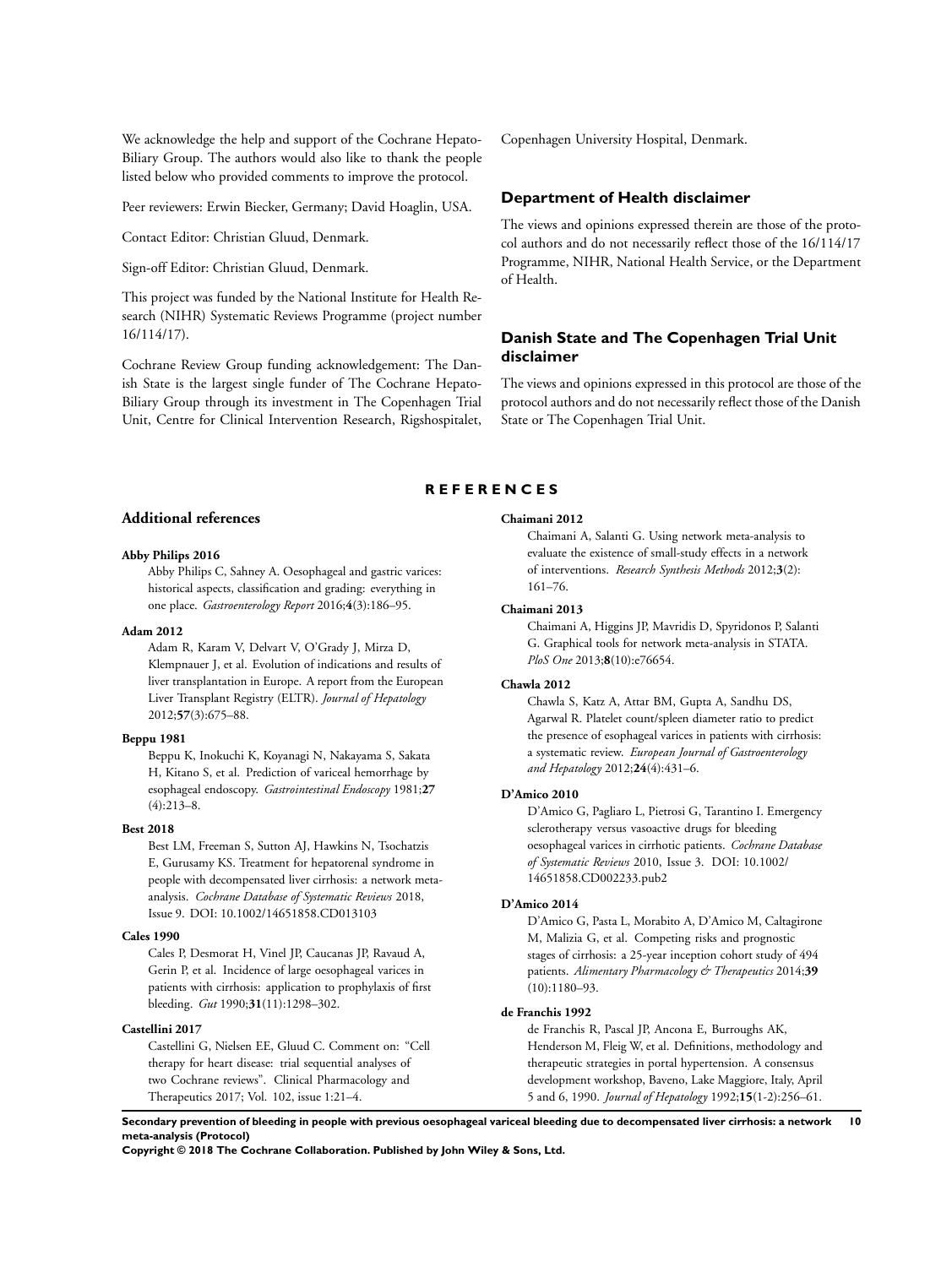We acknowledge the help and support of the Cochrane Hepato-Biliary Group. The authors would also like to thank the people listed below who provided comments to improve the protocol.

Peer reviewers: Erwin Biecker, Germany; David Hoaglin, USA.

Contact Editor: Christian Gluud, Denmark.

Sign-off Editor: Christian Gluud, Denmark.

This project was funded by the National Institute for Health Research (NIHR) Systematic Reviews Programme (project number 16/114/17).

Cochrane Review Group funding acknowledgement: The Danish State is the largest single funder of The Cochrane Hepato-Biliary Group through its investment in The Copenhagen Trial Unit, Centre for Clinical Intervention Research, Rigshospitalet, Copenhagen University Hospital, Denmark.

### Department of Health disclaimer

The views and opinions expressed therein are those of the protocol authors and do not necessarily reflect those of the 16/114/17 Programme, NIHR, National Health Service, or the Department of Health.

### Danish State and The Copenhagen Trial Unit disclaimer

The views and opinions expressed in this protocol are those of the protocol authors and do not necessarily reflect those of the Danish State or The Copenhagen Trial Unit.

# REFERENCES

## Additional references

**Abby Philips 2016**
Abby Philips C, Sahney A. Oesophageal and gastric varices: historical aspects, classification and grading: everything in one place. *Gastroenterology Report* 2016;**4**(3):186–95.

**Adam 2012**
Adam R, Karam V, Delvart V, O'Grady J, Mirza D, Klempnauer J, et al. Evolution of indications and results of liver transplantation in Europe. A report from the European Liver Transplant Registry (ELTR). *Journal of Hepatology* 2012;**57**(3):675–88.

**Beppu 1981**
Beppu K, Inokuchi K, Koyanagi N, Nakayama S, Sakata H, Kitano S, et al. Prediction of variceal hemorrhage by esophageal endoscopy. *Gastrointestinal Endoscopy* 1981;**27**(4):213–8.

**Best 2018**
Best LM, Freeman S, Sutton AJ, Hawkins N, Tsochatzis E, Gurusamy KS. Treatment for hepatorenal syndrome in people with decompensated liver cirrhosis: a network meta-analysis. *Cochrane Database of Systematic Reviews* 2018, Issue 9. DOI: 10.1002/14651858.CD013103

**Cales 1990**
Cales P, Desmorat H, Vinel JP, Caucanas JP, Ravaud A, Gerin P, et al. Incidence of large oesophageal varices in patients with cirrhosis: application to prophylaxis of first bleeding. *Gut* 1990;**31**(11):1298–302.

**Castellini 2017**
Castellini G, Nielsen EE, Gluud C. Comment on: "Cell therapy for heart disease: trial sequential analyses of two Cochrane reviews". Clinical Pharmacology and Therapeutics 2017; Vol. 102, issue 1:21–4.

**Chaimani 2012**
Chaimani A, Salanti G. Using network meta-analysis to evaluate the existence of small-study effects in a network of interventions. *Research Synthesis Methods* 2012;**3**(2):161–76.

**Chaimani 2013**
Chaimani A, Higgins JP, Mavridis D, Spyridonos P, Salanti G. Graphical tools for network meta-analysis in STATA. *PloS One* 2013;**8**(10):e76654.

**Chawla 2012**
Chawla S, Katz A, Attar BM, Gupta A, Sandhu DS, Agarwal R. Platelet count/spleen diameter ratio to predict the presence of esophageal varices in patients with cirrhosis: a systematic review. *European Journal of Gastroenterology and Hepatology* 2012;**24**(4):431–6.

**D'Amico 2010**
D'Amico G, Pagliaro L, Pietrosi G, Tarantino I. Emergency sclerotherapy versus vasoactive drugs for bleeding oesophageal varices in cirrhotic patients. *Cochrane Database of Systematic Reviews* 2010, Issue 3. DOI: 10.1002/14651858.CD002233.pub2

**D'Amico 2014**
D'Amico G, Pasta L, Morabito A, D'Amico M, Caltagirone M, Malizia G, et al. Competing risks and prognostic stages of cirrhosis: a 25-year inception cohort study of 494 patients. *Alimentary Pharmacology & Therapeutics* 2014;**39**(10):1180–93.

**de Franchis 1992**
de Franchis R, Pascal JP, Ancona E, Burroughs AK, Henderson M, Fleig W, et al. Definitions, methodology and therapeutic strategies in portal hypertension. A consensus development workshop, Baveno, Lake Maggiore, Italy, April 5 and 6, 1990. *Journal of Hepatology* 1992;**15**(1-2):256–61.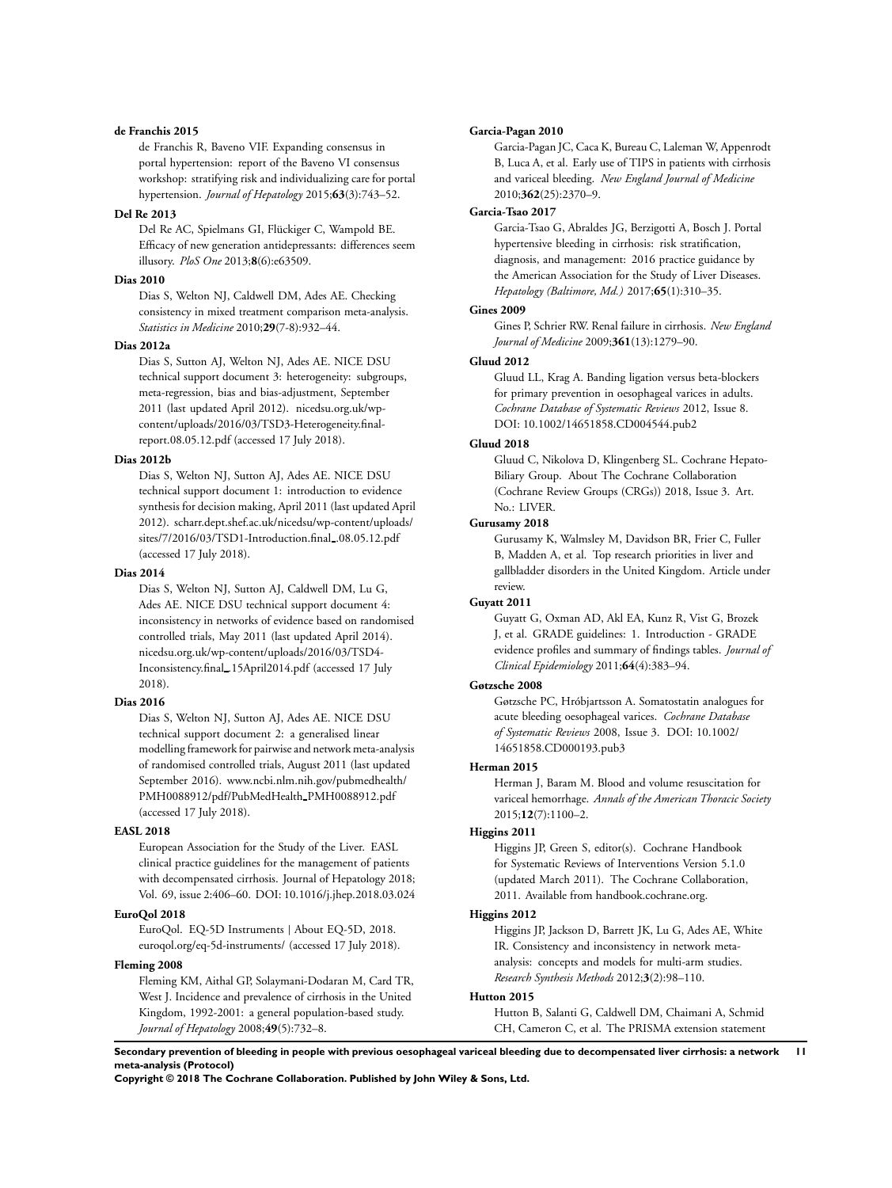**de Franchis 2015**

de Franchis R, Baveno VIF. Expanding consensus in portal hypertension: report of the Baveno VI consensus workshop: stratifying risk and individualizing care for portal hypertension. *Journal of Hepatology* 2015;**63**(3):743–52.

**Del Re 2013**

Del Re AC, Spielmans GI, Flückiger C, Wampold BE. Efficacy of new generation antidepressants: differences seem illusory. *PloS One* 2013;**8**(6):e63509.

**Dias 2010**

Dias S, Welton NJ, Caldwell DM, Ades AE. Checking consistency in mixed treatment comparison meta-analysis. *Statistics in Medicine* 2010;**29**(7-8):932–44.

**Dias 2012a**

Dias S, Sutton AJ, Welton NJ, Ades AE. NICE DSU technical support document 3: heterogeneity: subgroups, meta-regression, bias and bias-adjustment, September 2011 (last updated April 2012). nicedsu.org.uk/wp-content/uploads/2016/03/TSD3-Heterogeneity.final-report.08.05.12.pdf (accessed 17 July 2018).

**Dias 2012b**

Dias S, Welton NJ, Sutton AJ, Ades AE. NICE DSU technical support document 1: introduction to evidence synthesis for decision making, April 2011 (last updated April 2012). scharr.dept.shef.ac.uk/nicedsu/wp-content/uploads/sites/7/2016/03/TSD1-Introduction.final_.08.05.12.pdf (accessed 17 July 2018).

**Dias 2014**

Dias S, Welton NJ, Sutton AJ, Caldwell DM, Lu G, Ades AE. NICE DSU technical support document 4: inconsistency in networks of evidence based on randomised controlled trials, May 2011 (last updated April 2014). nicedsu.org.uk/wp-content/uploads/2016/03/TSD4-Inconsistency.final_.15April2014.pdf (accessed 17 July 2018).

**Dias 2016**

Dias S, Welton NJ, Sutton AJ, Ades AE. NICE DSU technical support document 2: a generalised linear modelling framework for pairwise and network meta-analysis of randomised controlled trials, August 2011 (last updated September 2016). www.ncbi.nlm.nih.gov/pubmedhealth/PMH0088912/pdf/PubMedHealth_PMH0088912.pdf (accessed 17 July 2018).

**EASL 2018**

European Association for the Study of the Liver. EASL clinical practice guidelines for the management of patients with decompensated cirrhosis. Journal of Hepatology 2018; Vol. 69, issue 2:406–60. DOI: 10.1016/j.jhep.2018.03.024

**EuroQol 2018**

EuroQol. EQ-5D Instruments | About EQ-5D, 2018. euroqol.org/eq-5d-instruments/ (accessed 17 July 2018).

**Fleming 2008**

Fleming KM, Aithal GP, Solaymani-Dodaran M, Card TR, West J. Incidence and prevalence of cirrhosis in the United Kingdom, 1992-2001: a general population-based study. *Journal of Hepatology* 2008;**49**(5):732–8.

**Garcia-Pagan 2010**

Garcia-Pagan JC, Caca K, Bureau C, Laleman W, Appenrodt B, Luca A, et al. Early use of TIPS in patients with cirrhosis and variceal bleeding. *New England Journal of Medicine* 2010;**362**(25):2370–9.

**Garcia-Tsao 2017**

Garcia-Tsao G, Abraldes JG, Berzigotti A, Bosch J. Portal hypertensive bleeding in cirrhosis: risk stratification, diagnosis, and management: 2016 practice guidance by the American Association for the Study of Liver Diseases. *Hepatology (Baltimore, Md.)* 2017;**65**(1):310–35.

**Gines 2009**

Gines P, Schrier RW. Renal failure in cirrhosis. *New England Journal of Medicine* 2009;**361**(13):1279–90.

**Gluud 2012**

Gluud LL, Krag A. Banding ligation versus beta-blockers for primary prevention in oesophageal varices in adults. *Cochrane Database of Systematic Reviews* 2012, Issue 8. DOI: 10.1002/14651858.CD004544.pub2

**Gluud 2018**

Gluud C, Nikolova D, Klingenberg SL. Cochrane Hepato-Biliary Group. About The Cochrane Collaboration (Cochrane Review Groups (CRGs)) 2018, Issue 3. Art. No.: LIVER.

**Gurusamy 2018**

Gurusamy K, Walmsley M, Davidson BR, Frier C, Fuller B, Madden A, et al. Top research priorities in liver and gallbladder disorders in the United Kingdom. Article under review.

**Guyatt 2011**

Guyatt G, Oxman AD, Akl EA, Kunz R, Vist G, Brozek J, et al. GRADE guidelines: 1. Introduction - GRADE evidence profiles and summary of findings tables. *Journal of Clinical Epidemiology* 2011;**64**(4):383–94.

**Gøtzsche 2008**

Gøtzsche PC, Hróbjartsson A. Somatostatin analogues for acute bleeding oesophageal varices. *Cochrane Database of Systematic Reviews* 2008, Issue 3. DOI: 10.1002/14651858.CD000193.pub3

**Herman 2015**

Herman J, Baram M. Blood and volume resuscitation for variceal hemorrhage. *Annals of the American Thoracic Society* 2015;**12**(7):1100–2.

**Higgins 2011**

Higgins JP, Green S, editor(s). Cochrane Handbook for Systematic Reviews of Interventions Version 5.1.0 (updated March 2011). The Cochrane Collaboration, 2011. Available from handbook.cochrane.org.

**Higgins 2012**

Higgins JP, Jackson D, Barrett JK, Lu G, Ades AE, White IR. Consistency and inconsistency in network meta-analysis: concepts and models for multi-arm studies. *Research Synthesis Methods* 2012;**3**(2):98–110.

**Hutton 2015**

Hutton B, Salanti G, Caldwell DM, Chaimani A, Schmid CH, Cameron C, et al. The PRISMA extension statement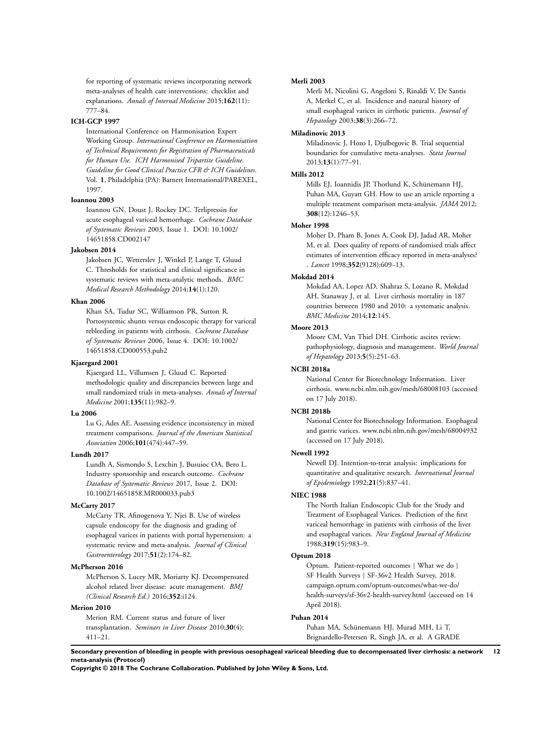for reporting of systematic reviews incorporating network meta-analyses of health care interventions: checklist and explanations. *Annals of Internal Medicine* 2015;**162**(11): 777–84.

**ICH-GCP 1997**

International Conference on Harmonisation Expert Working Group. *International Conference on Harmonisation of Technical Requirements for Registration of Pharmaceuticals for Human Use. ICH Harmonised Tripartite Guideline. Guideline for Good Clinical Practice CFR & ICH Guidelines*. Vol. **1**, Philadelphia (PA): Barnett International/PAREXEL, 1997.

**Ioannou 2003**

Ioannou GN, Doust J, Rockey DC. Terlipressin for acute esophageal variceal hemorrhage. *Cochrane Database of Systematic Reviews* 2003, Issue 1. DOI: 10.1002/14651858.CD002147

**Jakobsen 2014**

Jakobsen JC, Wetterslev J, Winkel P, Lange T, Gluud C. Thresholds for statistical and clinical significance in systematic reviews with meta-analytic methods. *BMC Medical Research Methodology* 2014;**14**(1):120.

**Khan 2006**

Khan SA, Tudur SC, Williamson PR, Sutton R. Portosystemic shunts versus endoscopic therapy for variceal rebleeding in patients with cirrhosis. *Cochrane Database of Systematic Reviews* 2006, Issue 4. DOI: 10.1002/14651858.CD000553.pub2

**Kjaergard 2001**

Kjaergard LL, Villumsen J, Gluud C. Reported methodologic quality and discrepancies between large and small randomized trials in meta-analyses. *Annals of Internal Medicine* 2001;**135**(11):982–9.

**Lu 2006**

Lu G, Ades AE. Assessing evidence inconsistency in mixed treatment comparisons. *Journal of the American Statistical Association* 2006;**101**(474):447–59.

**Lundh 2017**

Lundh A, Sismondo S, Lexchin J, Busuioc OA, Bero L. Industry sponsorship and research outcome. *Cochrane Database of Systematic Reviews* 2017, Issue 2. DOI: 10.1002/14651858.MR000033.pub3

**McCarty 2017**

McCarty TR, Afinogenova Y, Njei B. Use of wireless capsule endoscopy for the diagnosis and grading of esophageal varices in patients with portal hypertension: a systematic review and meta-analysis. *Journal of Clinical Gastroenterology* 2017;**51**(2):174–82.

**McPherson 2016**

McPherson S, Lucey MR, Moriarty KJ. Decompensated alcohol related liver disease: acute management. *BMJ (Clinical Research Ed.)* 2016;**352**:i124.

**Merion 2010**

Merion RM. Current status and future of liver transplantation. *Seminars in Liver Disease* 2010;**30**(4): 411–21.

**Merli 2003**

Merli M, Nicolini G, Angeloni S, Rinaldi V, De Santis A, Merkel C, et al. Incidence and natural history of small esophageal varices in cirrhotic patients. *Journal of Hepatology* 2003;**38**(3):266–72.

**Miladinovic 2013**

Miladinovic J, Hozo I, Djulbegovic B. Trial sequential boundaries for cumulative meta-analyses. *Stata Journal* 2013;**13**(1):77–91.

**Mills 2012**

Mills EJ, Ioannidis JP, Thorlund K, Schünemann HJ, Puhan MA, Guyatt GH. How to use an article reporting a multiple treatment comparison meta-analysis. *JAMA* 2012; **308**(12):1246–53.

**Moher 1998**

Moher D, Pham B, Jones A, Cook DJ, Jadad AR, Moher M, et al. Does quality of reports of randomised trials affect estimates of intervention efficacy reported in meta-analyses? . *Lancet* 1998;**352**(9128):609–13.

**Mokdad 2014**

Mokdad AA, Lopez AD, Shahraz S, Lozano R, Mokdad AH, Stanaway J, et al. Liver cirrhosis mortality in 187 countries between 1980 and 2010: a systematic analysis. *BMC Medicine* 2014;**12**:145.

**Moore 2013**

Moore CM, Van Thiel DH. Cirrhotic ascites review: pathophysiology, diagnosis and management. *World Journal of Hepatology* 2013;**5**(5):251–63.

**NCBI 2018a**

National Center for Biotechnology Information. Liver cirrhosis. www.ncbi.nlm.nih.gov/mesh/68008103 (accessed on 17 July 2018).

**NCBI 2018b**

National Center for Biotechnology Information. Esophageal and gastric varices. www.ncbi.nlm.nih.gov/mesh/68004932 (accessed on 17 July 2018).

**Newell 1992**

Newell DJ. Intention-to-treat analysis: implications for quantitative and qualitative research. *International Journal of Epidemiology* 1992;**21**(5):837–41.

**NIEC 1988**

The North Italian Endoscopic Club for the Study and Treatment of Esophageal Varices. Prediction of the first variceal hemorrhage in patients with cirrhosis of the liver and esophageal varices. *New England Journal of Medicine* 1988;**319**(15):983–9.

**Optum 2018**

Optum. Patient-reported outcomes | What we do | SF Health Surveys | SF-36v2 Health Survey, 2018. campaign.optum.com/optum-outcomes/what-we-do/health-surveys/sf-36v2-health-survey.html (accessed on 14 April 2018).

**Puhan 2014**

Puhan MA, Schünemann HJ, Murad MH, Li T, Brignardello-Petersen R, Singh JA, et al. A GRADE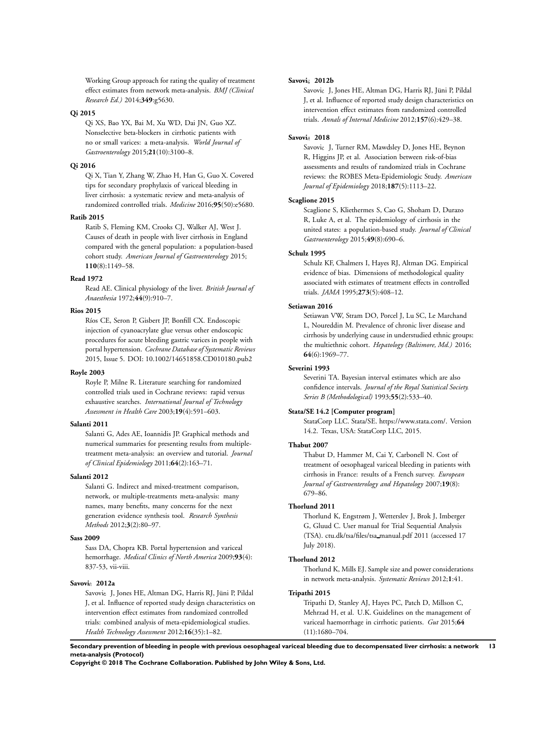Working Group approach for rating the quality of treatment effect estimates from network meta-analysis. *BMJ (Clinical Research Ed.)* 2014;**349**:g5630.

**Qi 2015**

Qi XS, Bao YX, Bai M, Xu WD, Dai JN, Guo XZ. Nonselective beta-blockers in cirrhotic patients with no or small varices: a meta-analysis. *World Journal of Gastroenterology* 2015;**21**(10):3100–8.

**Qi 2016**

Qi X, Tian Y, Zhang W, Zhao H, Han G, Guo X. Covered tips for secondary prophylaxis of variceal bleeding in liver cirrhosis: a systematic review and meta-analysis of randomized controlled trials. *Medicine* 2016;**95**(50):e5680.

**Ratib 2015**

Ratib S, Fleming KM, Crooks CJ, Walker AJ, West J. Causes of death in people with liver cirrhosis in England compared with the general population: a population-based cohort study. *American Journal of Gastroenterology* 2015; **110**(8):1149–58.

**Read 1972**

Read AE. Clinical physiology of the liver. *British Journal of Anaesthesia* 1972;**44**(9):910–7.

**Rios 2015**

Ríos CE, Seron P, Gisbert JP, Bonfill CX. Endoscopic injection of cyanoacrylate glue versus other endoscopic procedures for acute bleeding gastric varices in people with portal hypertension. *Cochrane Database of Systematic Reviews* 2015, Issue 5. DOI: 10.1002/14651858.CD010180.pub2

**Royle 2003**

Royle P, Milne R. Literature searching for randomized controlled trials used in Cochrane reviews: rapid versus exhaustive searches. *International Journal of Technology Assessment in Health Care* 2003;**19**(4):591–603.

**Salanti 2011**

Salanti G, Ades AE, Ioannidis JP. Graphical methods and numerical summaries for presenting results from multiple-treatment meta-analysis: an overview and tutorial. *Journal of Clinical Epidemiology* 2011;**64**(2):163–71.

**Salanti 2012**

Salanti G. Indirect and mixed-treatment comparison, network, or multiple-treatments meta-analysis: many names, many benefits, many concerns for the next generation evidence synthesis tool. *Research Synthesis Methods* 2012;**3**(2):80–97.

**Sass 2009**

Sass DA, Chopra KB. Portal hypertension and variceal hemorrhage. *Medical Clinics of North America* 2009;**93**(4): 837-53, vii-viii.

**Savovi¿ 2012a**

Savovi¿ J, Jones HE, Altman DG, Harris RJ, Jüni P, Pildal J, et al. Influence of reported study design characteristics on intervention effect estimates from randomized controlled trials: combined analysis of meta-epidemiological studies. *Health Technology Assessment* 2012;**16**(35):1–82.

**Savovi¿ 2012b**

Savovi¿ J, Jones HE, Altman DG, Harris RJ, Jüni P, Pildal J, et al. Influence of reported study design characteristics on intervention effect estimates from randomized controlled trials. *Annals of Internal Medicine* 2012;**157**(6):429–38.

**Savovi¿ 2018**

Savovi¿ J, Turner RM, Mawdsley D, Jones HE, Beynon R, Higgins JP, et al. Association between risk-of-bias assessments and results of randomized trials in Cochrane reviews: the ROBES Meta-Epidemiologic Study. *American Journal of Epidemiology* 2018;**187**(5):1113–22.

**Scaglione 2015**

Scaglione S, Kliethermes S, Cao G, Shoham D, Durazo R, Luke A, et al. The epidemiology of cirrhosis in the united states: a population-based study. *Journal of Clinical Gastroenterology* 2015;**49**(8):690–6.

**Schulz 1995**

Schulz KF, Chalmers I, Hayes RJ, Altman DG. Empirical evidence of bias. Dimensions of methodological quality associated with estimates of treatment effects in controlled trials. *JAMA* 1995;**273**(5):408–12.

**Setiawan 2016**

Setiawan VW, Stram DO, Porcel J, Lu SC, Le Marchand L, Noureddin M. Prevalence of chronic liver disease and cirrhosis by underlying cause in understudied ethnic groups: the multiethnic cohort. *Hepatology (Baltimore, Md.)* 2016; **64**(6):1969–77.

**Severini 1993**

Severini TA. Bayesian interval estimates which are also confidence intervals. *Journal of the Royal Statistical Society. Series B (Methodological)* 1993;**55**(2):533–40.

**Stata/SE 14.2 [Computer program]**

StataCorp LLC. Stata/SE. https://www.stata.com/. Version 14.2. Texas, USA: StataCorp LLC, 2015.

**Thabut 2007**

Thabut D, Hammer M, Cai Y, Carbonell N. Cost of treatment of oesophageal variceal bleeding in patients with cirrhosis in France: results of a French survey. *European Journal of Gastroenterology and Hepatology* 2007;**19**(8): 679–86.

**Thorlund 2011**

Thorlund K, Engstrøm J, Wetterslev J, Brok J, Imberger G, Gluud C. User manual for Trial Sequential Analysis (TSA). ctu.dk/tsa/files/tsa_manual.pdf 2011 (accessed 17 July 2018).

**Thorlund 2012**

Thorlund K, Mills EJ. Sample size and power considerations in network meta-analysis. *Systematic Reviews* 2012;**1**:41.

**Tripathi 2015**

Tripathi D, Stanley AJ, Hayes PC, Patch D, Millson C, Mehrzad H, et al. U.K. Guidelines on the management of variceal haemorrhage in cirrhotic patients. *Gut* 2015;**64** (11):1680–704.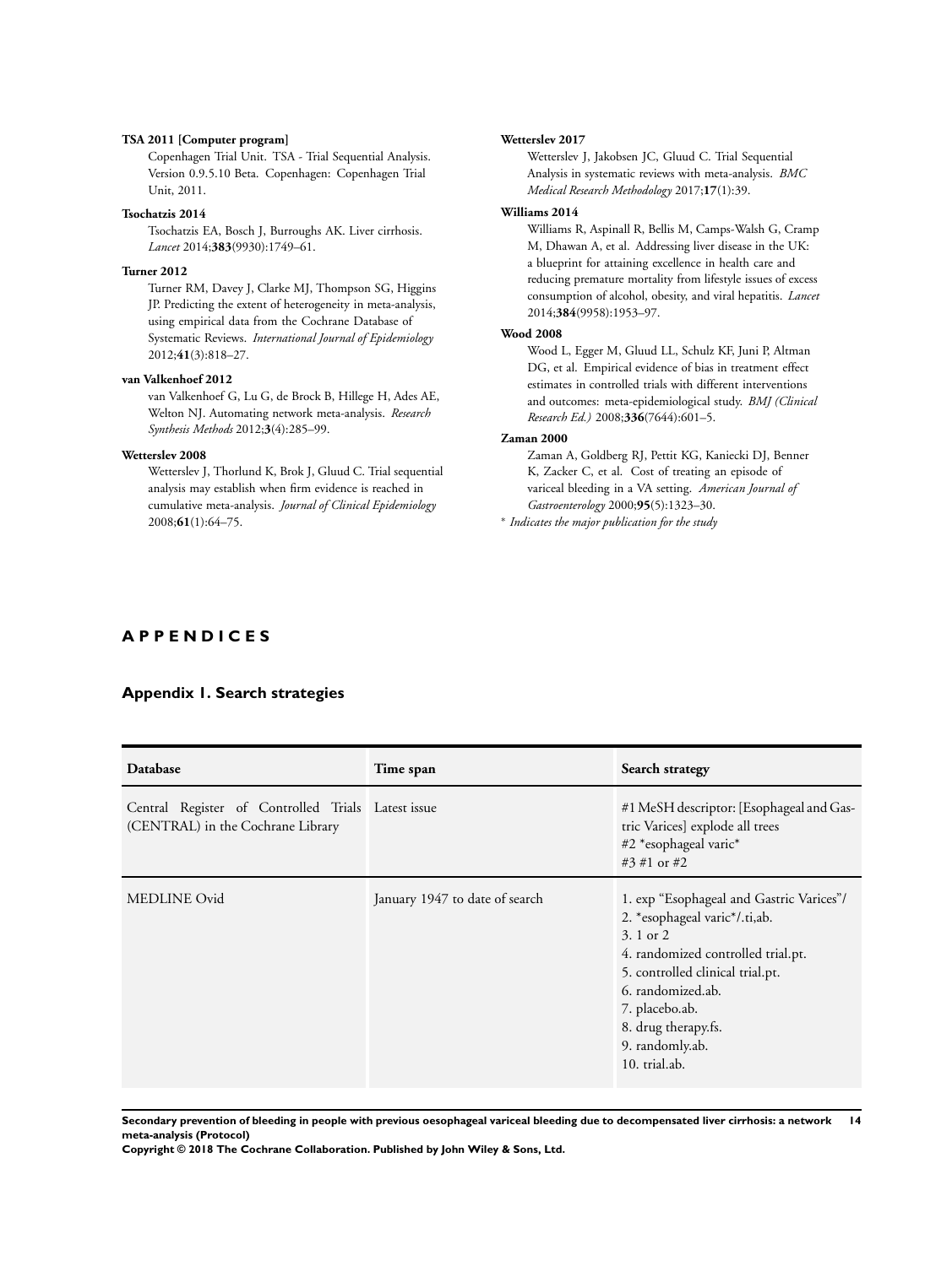**TSA 2011 [Computer program]**
Copenhagen Trial Unit. TSA - Trial Sequential Analysis. Version 0.9.5.10 Beta. Copenhagen: Copenhagen Trial Unit, 2011.

**Tsochatzis 2014**
Tsochatzis EA, Bosch J, Burroughs AK. Liver cirrhosis. *Lancet* 2014;**383**(9930):1749–61.

**Turner 2012**
Turner RM, Davey J, Clarke MJ, Thompson SG, Higgins JP. Predicting the extent of heterogeneity in meta-analysis, using empirical data from the Cochrane Database of Systematic Reviews. *International Journal of Epidemiology* 2012;**41**(3):818–27.

**van Valkenhoef 2012**
van Valkenhoef G, Lu G, de Brock B, Hillege H, Ades AE, Welton NJ. Automating network meta-analysis. *Research Synthesis Methods* 2012;**3**(4):285–99.

**Wetterslev 2008**
Wetterslev J, Thorlund K, Brok J, Gluud C. Trial sequential analysis may establish when firm evidence is reached in cumulative meta-analysis. *Journal of Clinical Epidemiology* 2008;**61**(1):64–75.

**Wetterslev 2017**
Wetterslev J, Jakobsen JC, Gluud C. Trial Sequential Analysis in systematic reviews with meta-analysis. *BMC Medical Research Methodology* 2017;**17**(1):39.

**Williams 2014**
Williams R, Aspinall R, Bellis M, Camps-Walsh G, Cramp M, Dhawan A, et al. Addressing liver disease in the UK: a blueprint for attaining excellence in health care and reducing premature mortality from lifestyle issues of excess consumption of alcohol, obesity, and viral hepatitis. *Lancet* 2014;**384**(9958):1953–97.

**Wood 2008**
Wood L, Egger M, Gluud LL, Schulz KF, Juni P, Altman DG, et al. Empirical evidence of bias in treatment effect estimates in controlled trials with different interventions and outcomes: meta-epidemiological study. *BMJ (Clinical Research Ed.)* 2008;**336**(7644):601–5.

**Zaman 2000**
Zaman A, Goldberg RJ, Pettit KG, Kaniecki DJ, Benner K, Zacker C, et al. Cost of treating an episode of variceal bleeding in a VA setting. *American Journal of Gastroenterology* 2000;**95**(5):1323–30.

* *Indicates the major publication for the study*

# APPENDICES

## Appendix 1. Search strategies

| Database | Time span | Search strategy |
|---|---|---|
| Central Register of Controlled Trials (CENTRAL) in the Cochrane Library | Latest issue | #1 MeSH descriptor: [Esophageal and Gastric Varices] explode all trees<br>#2 *esophageal varic*<br>#3 #1 or #2 |
| MEDLINE Ovid | January 1947 to date of search | 1. exp "Esophageal and Gastric Varices"/<br>2. *esophageal varic*/.ti,ab.<br>3. 1 or 2<br>4. randomized controlled trial.pt.<br>5. controlled clinical trial.pt.<br>6. randomized.ab.<br>7. placebo.ab.<br>8. drug therapy.fs.<br>9. randomly.ab.<br>10. trial.ab. |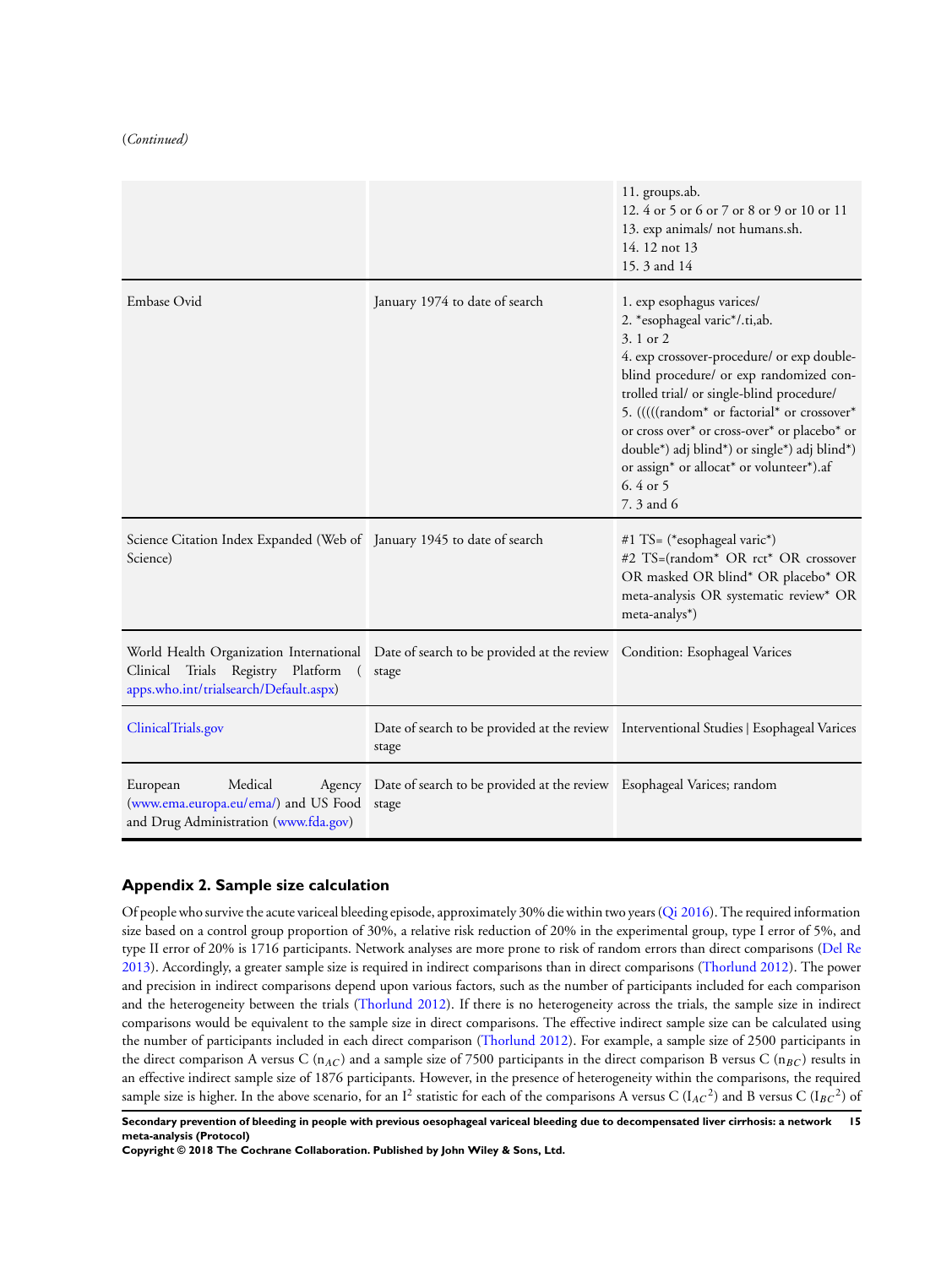(*Continued*)

| | | |
|---|---|---|
| | | 11. groups.ab.<br>12. 4 or 5 or 6 or 7 or 8 or 9 or 10 or 11<br>13. exp animals/ not humans.sh.<br>14. 12 not 13<br>15. 3 and 14 |
| Embase Ovid | January 1974 to date of search | 1. exp esophagus varices/<br>2. *esophageal varic*/.ti,ab.<br>3. 1 or 2<br>4. exp crossover-procedure/ or exp double-blind procedure/ or exp randomized controlled trial/ or single-blind procedure/<br>5. (((((random* or factorial* or crossover* or cross over* or cross-over* or placebo* or double*) adj blind*) or single*) adj blind*) or assign* or allocat* or volunteer*).af<br>6. 4 or 5<br>7. 3 and 6 |
| Science Citation Index Expanded (Web of Science) | January 1945 to date of search | #1 TS= (*esophageal varic*)<br>#2 TS=(random* OR rct* OR crossover OR masked OR blind* OR placebo* OR meta-analysis OR systematic review* OR meta-analys*) |
| World Health Organization International Clinical Trials Registry Platform (apps.who.int/trialsearch/Default.aspx) | Date of search to be provided at the review stage | Condition: Esophageal Varices |
| ClinicalTrials.gov | Date of search to be provided at the review stage | Interventional Studies \| Esophageal Varices |
| European Medical Agency (www.ema.europa.eu/ema/) and US Food and Drug Administration (www.fda.gov) | Date of search to be provided at the review stage | Esophageal Varices; random |

## Appendix 2. Sample size calculation

Of people who survive the acute variceal bleeding episode, approximately 30% die within two years (Qi 2016). The required information size based on a control group proportion of 30%, a relative risk reduction of 20% in the experimental group, type I error of 5%, and type II error of 20% is 1716 participants. Network analyses are more prone to risk of random errors than direct comparisons (Del Re 2013). Accordingly, a greater sample size is required in indirect comparisons than in direct comparisons (Thorlund 2012). The power and precision in indirect comparisons depend upon various factors, such as the number of participants included for each comparison and the heterogeneity between the trials (Thorlund 2012). If there is no heterogeneity across the trials, the sample size in indirect comparisons would be equivalent to the sample size in direct comparisons. The effective indirect sample size can be calculated using the number of participants included in each direct comparison (Thorlund 2012). For example, a sample size of 2500 participants in the direct comparison A versus C ($n_{AC}$) and a sample size of 7500 participants in the direct comparison B versus C ($n_{BC}$) results in an effective indirect sample size of 1876 participants. However, in the presence of heterogeneity within the comparisons, the required sample size is higher. In the above scenario, for an $I^2$ statistic for each of the comparisons A versus C ($I_{AC}{}^2$) and B versus C ($I_{BC}{}^2$) of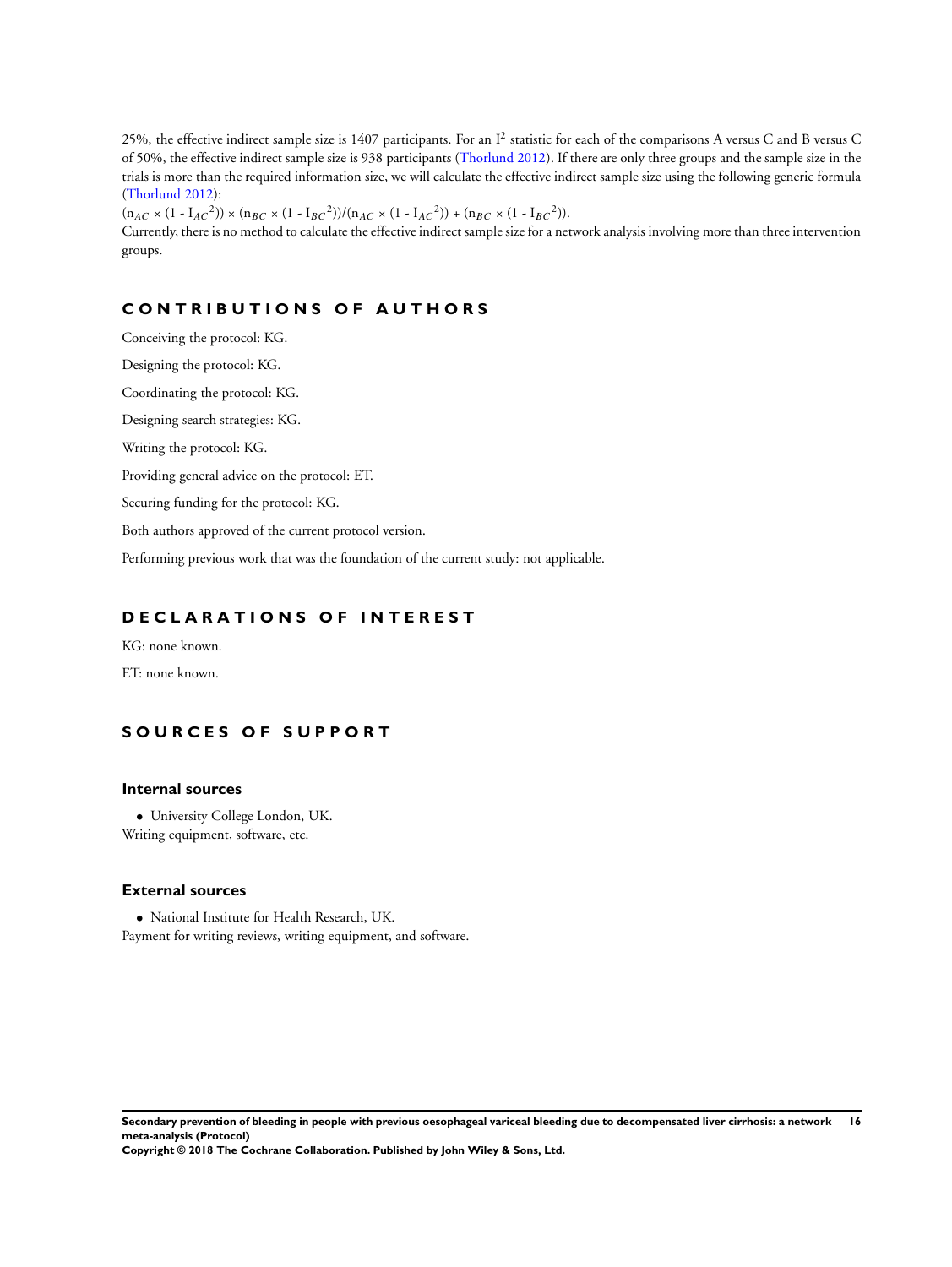25%, the effective indirect sample size is 1407 participants. For an $I^2$ statistic for each of the comparisons A versus C and B versus C of 50%, the effective indirect sample size is 938 participants (Thorlund 2012). If there are only three groups and the sample size in the trials is more than the required information size, we will calculate the effective indirect sample size using the following generic formula (Thorlund 2012):

$(n_{AC} \times (1 - I_{AC}^2)) \times (n_{BC} \times (1 - I_{BC}^2))/(n_{AC} \times (1 - I_{AC}^2)) + (n_{BC} \times (1 - I_{BC}^2))$.

Currently, there is no method to calculate the effective indirect sample size for a network analysis involving more than three intervention groups.

## CONTRIBUTIONS OF AUTHORS

Conceiving the protocol: KG.

Designing the protocol: KG.

Coordinating the protocol: KG.

Designing search strategies: KG.

Writing the protocol: KG.

Providing general advice on the protocol: ET.

Securing funding for the protocol: KG.

Both authors approved of the current protocol version.

Performing previous work that was the foundation of the current study: not applicable.

## DECLARATIONS OF INTEREST

KG: none known.

ET: none known.

## SOURCES OF SUPPORT

### Internal sources

- University College London, UK.

Writing equipment, software, etc.

### External sources

- National Institute for Health Research, UK.

Payment for writing reviews, writing equipment, and software.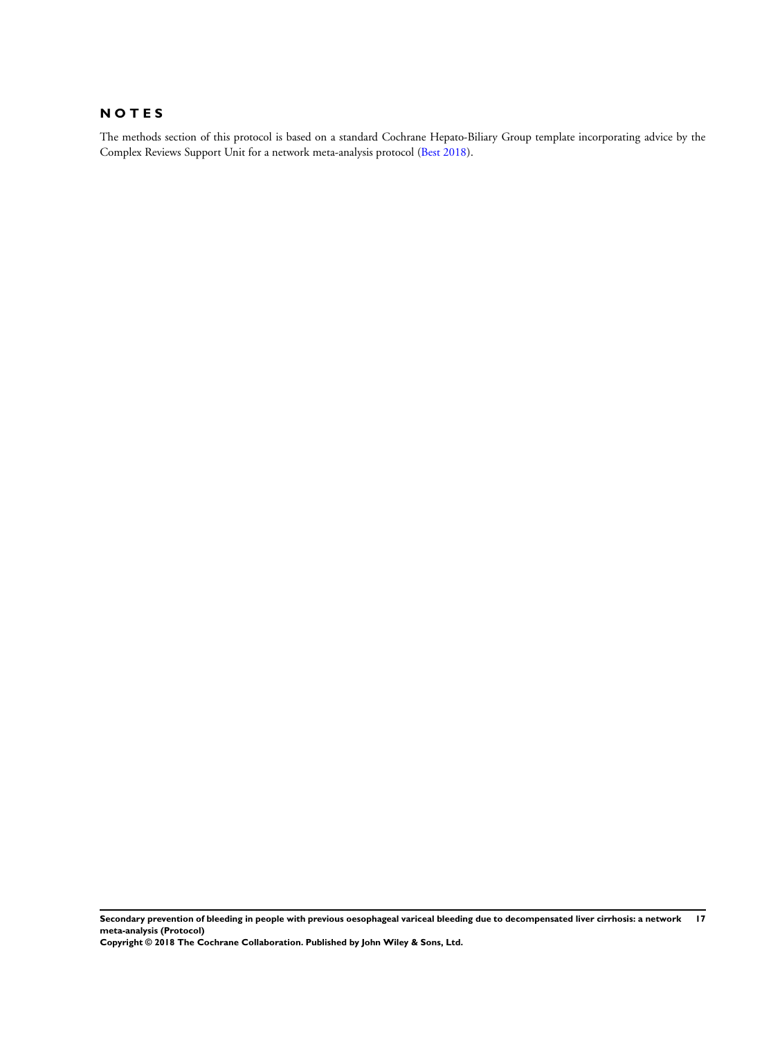## NOTES

The methods section of this protocol is based on a standard Cochrane Hepato-Biliary Group template incorporating advice by the Complex Reviews Support Unit for a network meta-analysis protocol (Best 2018).